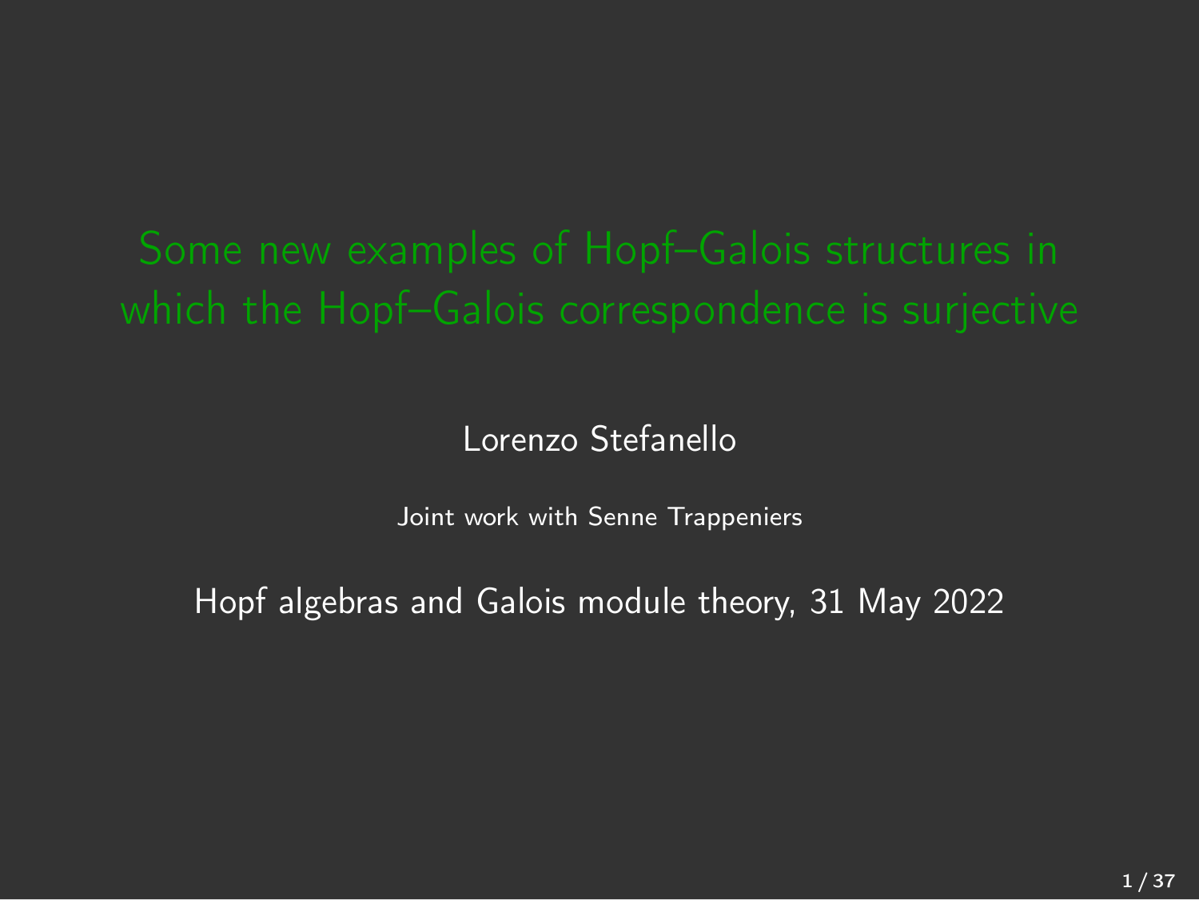# Some new examples of Hopf–Galois structures in which the Hopf–Galois correspondence is surjective

Lorenzo Stefanello

Joint work with Senne Trappeniers

Hopf algebras and Galois module theory, 31 May 2022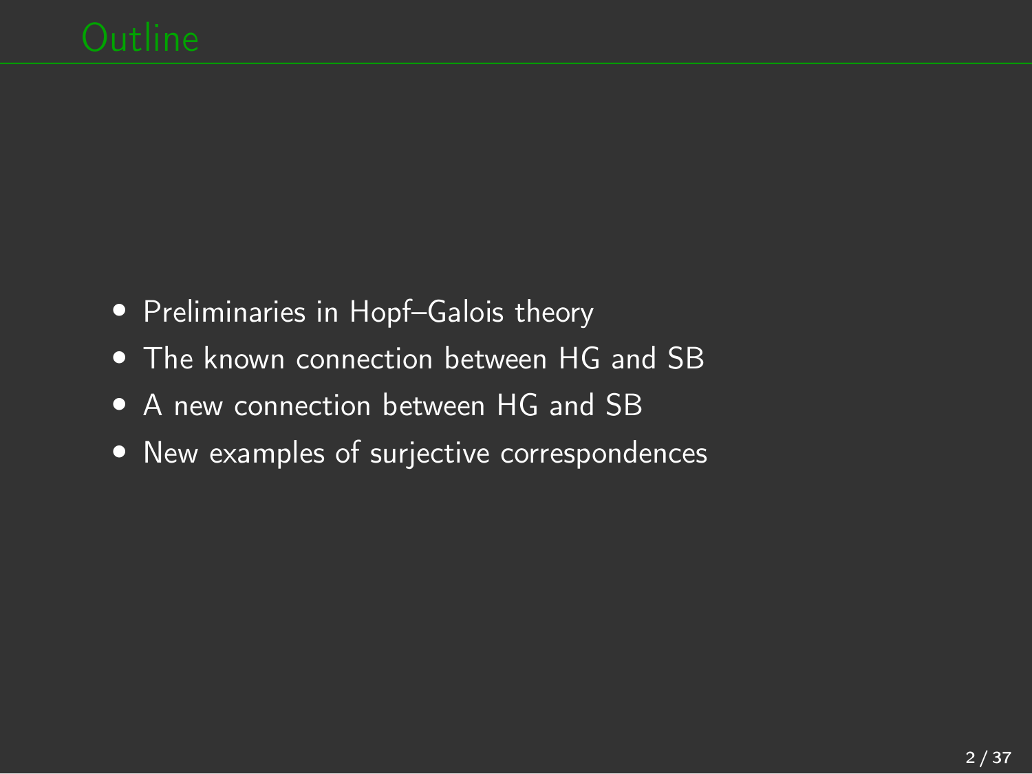# Outline

- Preliminaries in Hopf–Galois theory
- The known connection between HG and SB
- A new connection between HG and SB
- New examples of surjective correspondences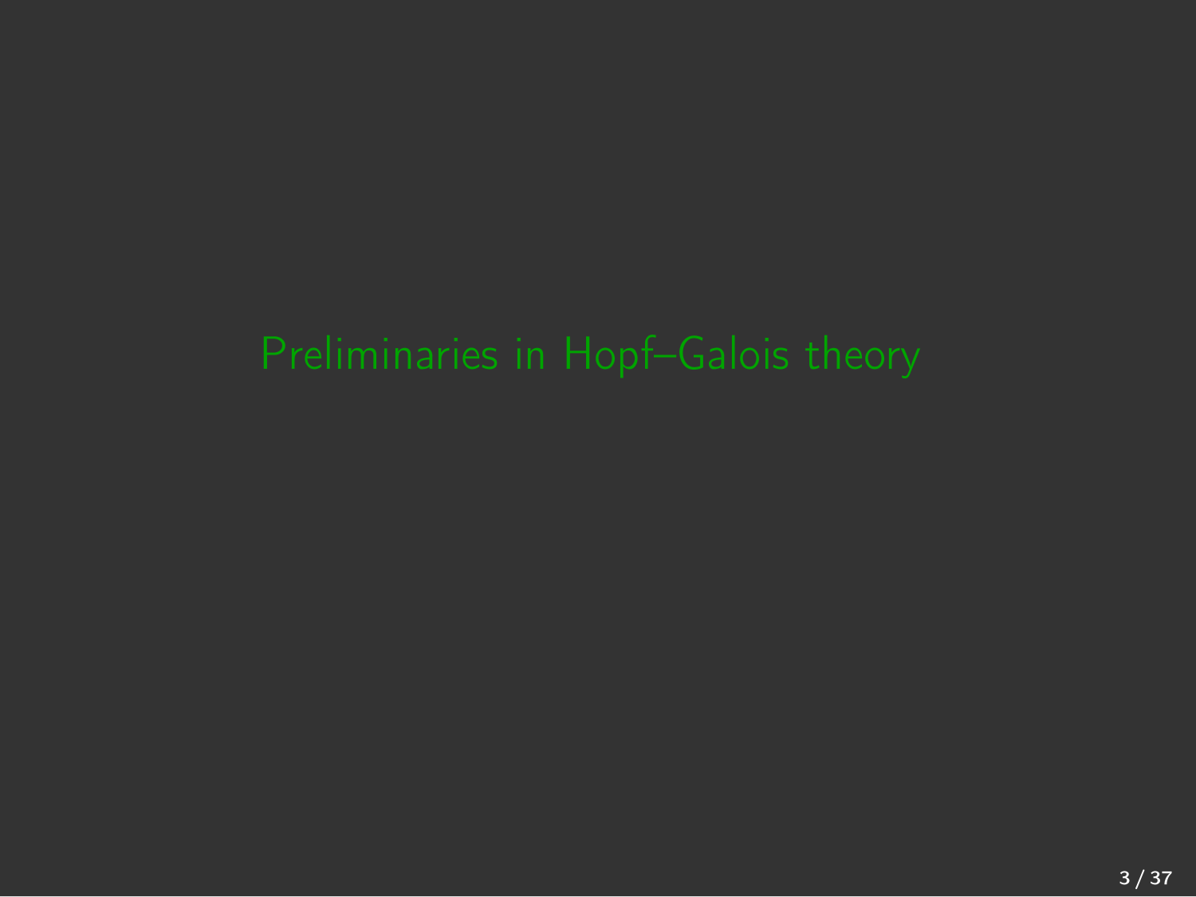# Preliminaries in Hopf–Galois theory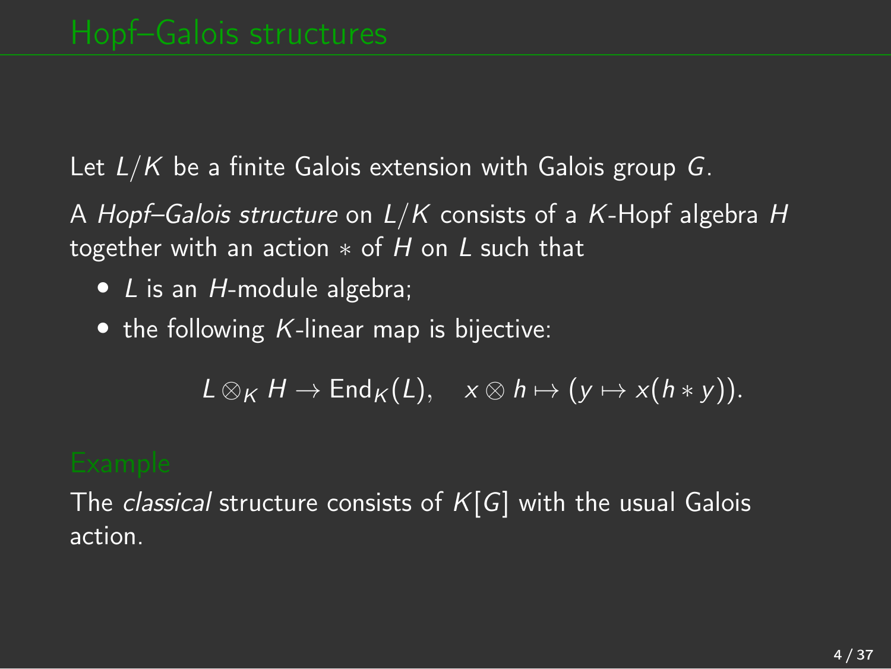# Hopf–Galois structures

Let $L/K$ be a finite Galois extension with Galois group $G$.

A *Hopf–Galois structure* on $L/K$ consists of a $K$-Hopf algebra $H$ together with an action $*$ of $H$ on $L$ such that

- $L$ is an $H$-module algebra;
- the following $K$-linear map is bijective:

$$L \otimes_K H \to \mathrm{End}_K(L), \quad x \otimes h \mapsto (y \mapsto x(h * y)).$$

### Example

The *classical* structure consists of $K[G]$ with the usual Galois action.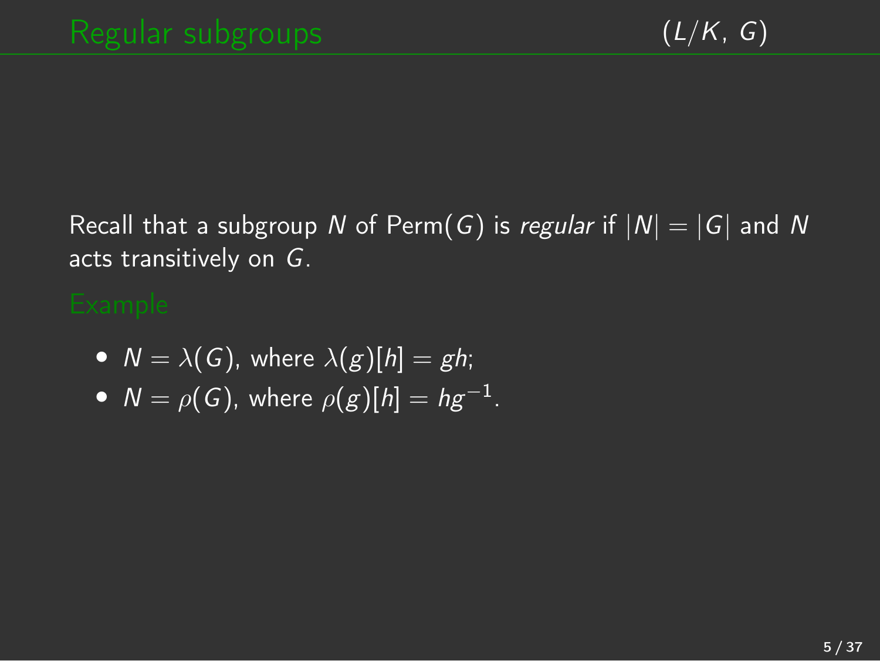## Regular subgroups

$(L/K, G)$

Recall that a subgroup $N$ of $\mathrm{Perm}(G)$ is *regular* if $|N| = |G|$ and $N$ acts transitively on $G$.

### Example

- $N = \lambda(G)$, where $\lambda(g)[h] = gh$;
- $N = \rho(G)$, where $\rho(g)[h] = hg^{-1}$.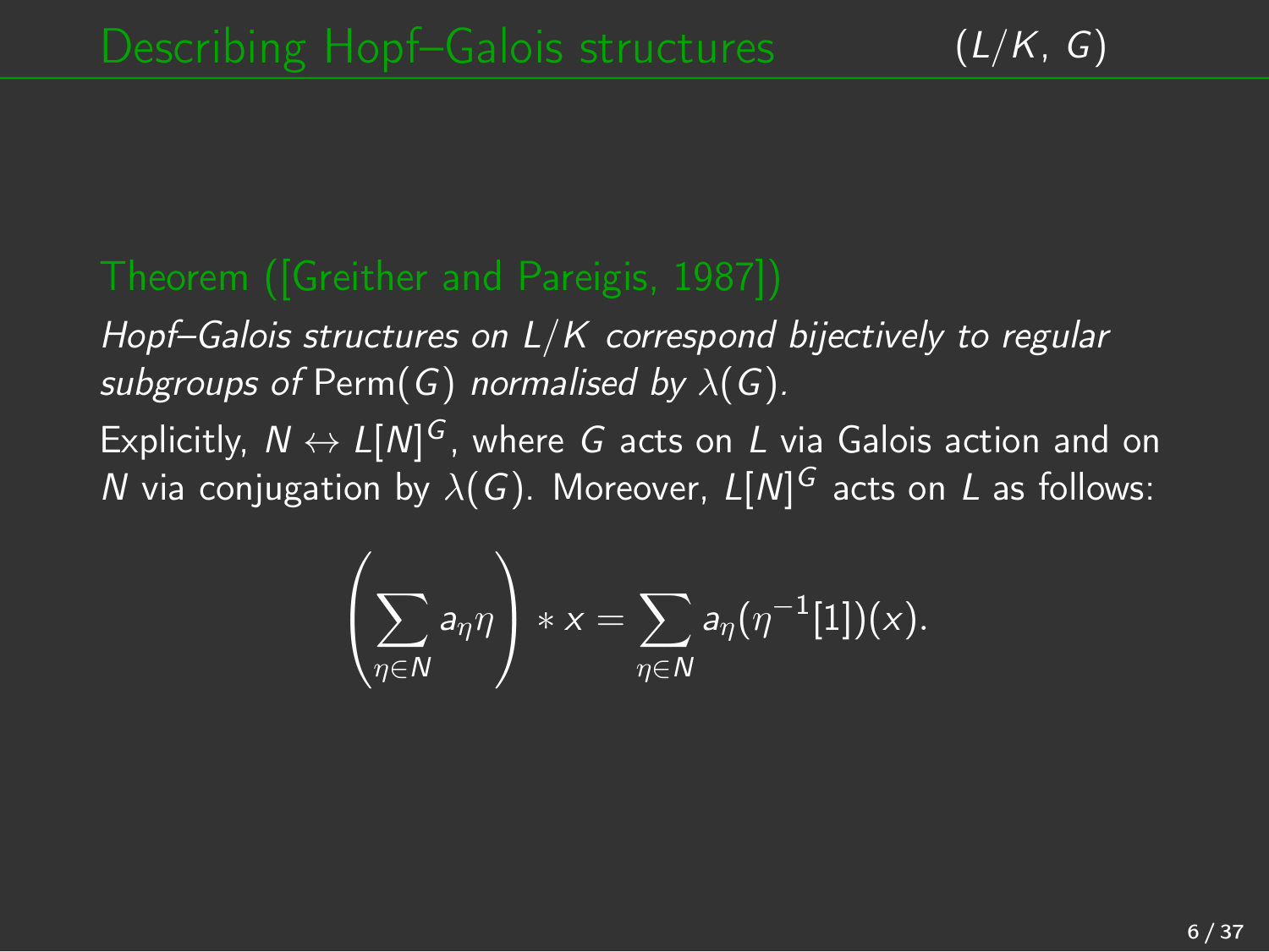# Describing Hopf–Galois structures $(L/K, G)$

**Theorem ([Greither and Pareigis, 1987])**

*Hopf–Galois structures on $L/K$ correspond bijectively to regular subgroups of* $\mathrm{Perm}(G)$ *normalised by* $\lambda(G)$*.*

Explicitly, $N \leftrightarrow L[N]^G$, where $G$ acts on $L$ via Galois action and on $N$ via conjugation by $\lambda(G)$. Moreover, $L[N]^G$ acts on $L$ as follows:

$$\left( \sum_{\eta \in N} a_\eta \eta \right) * x = \sum_{\eta \in N} a_\eta (\eta^{-1}[1])(x).$$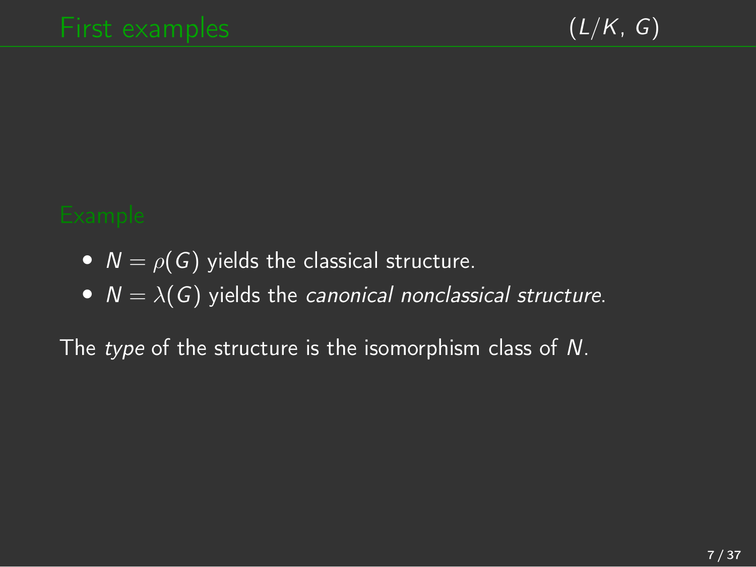## First examples

$(L/K, G)$

### Example

- $N = \rho(G)$ yields the classical structure.
- $N = \lambda(G)$ yields the *canonical nonclassical structure*.

The *type* of the structure is the isomorphism class of $N$.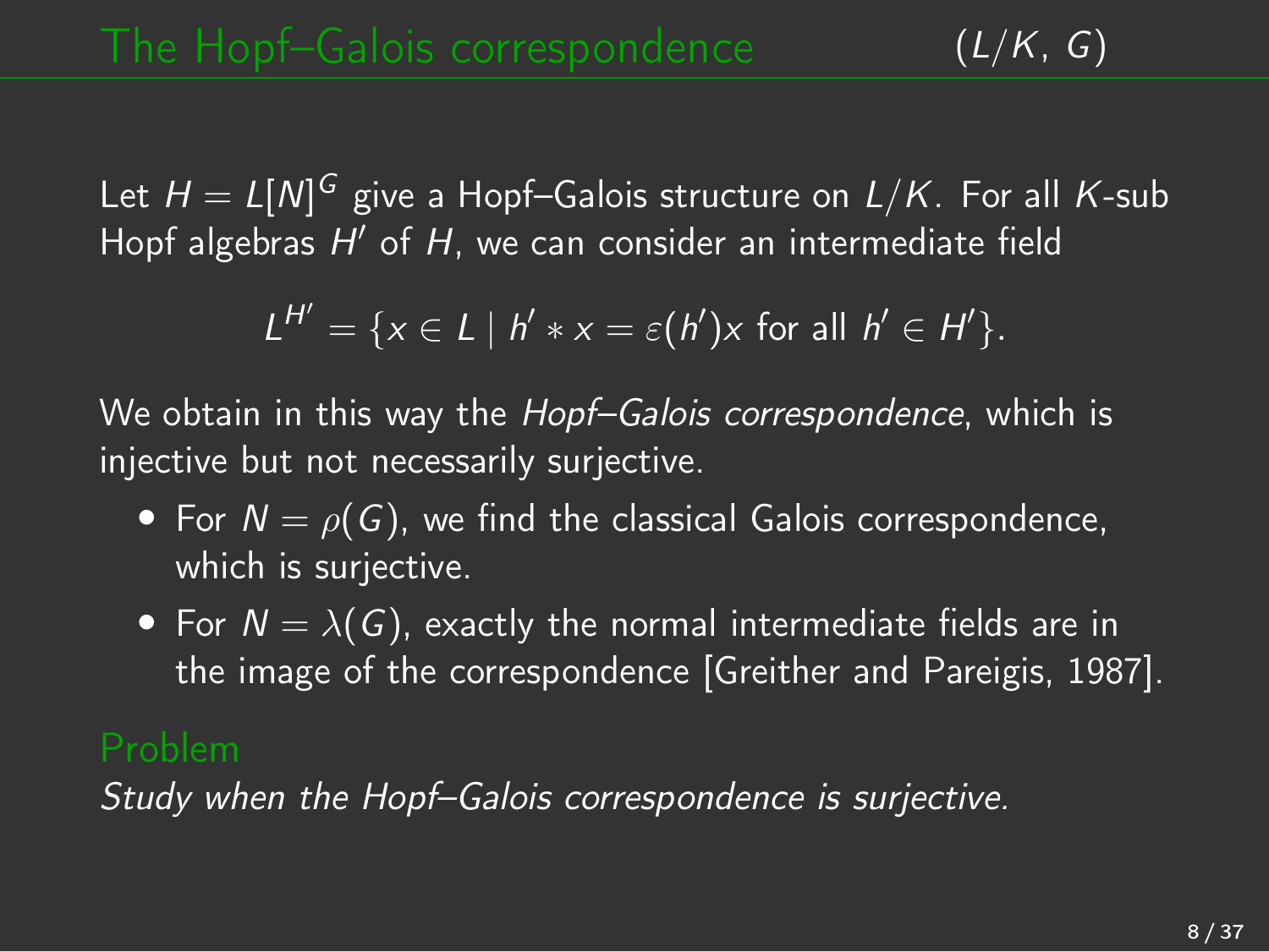## The Hopf–Galois correspondence $(L/K, G)$

Let $H = L[N]^G$ give a Hopf–Galois structure on $L/K$. For all $K$-sub Hopf algebras $H'$ of $H$, we can consider an intermediate field

$$L^{H'} = \{x \in L \mid h' * x = \varepsilon(h')x \text{ for all } h' \in H'\}.$$

We obtain in this way the *Hopf–Galois correspondence*, which is injective but not necessarily surjective.

- For $N = \rho(G)$, we find the classical Galois correspondence, which is surjective.
- For $N = \lambda(G)$, exactly the normal intermediate fields are in the image of the correspondence [Greither and Pareigis, 1987].

**Problem**

*Study when the Hopf–Galois correspondence is surjective.*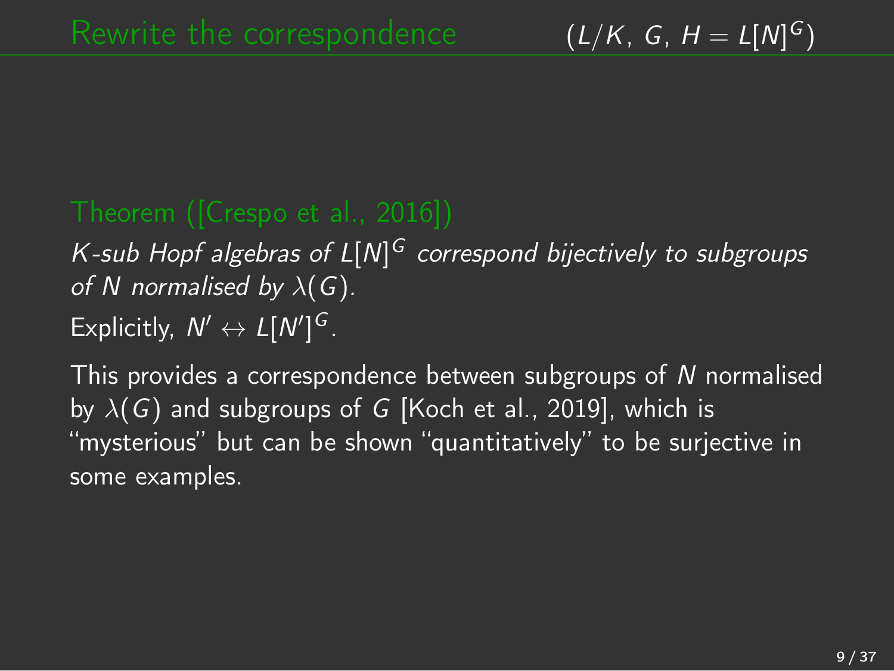## Rewrite the correspondence $(L/K,\, G,\, H = L[N]^G)$

**Theorem ([Crespo et al., 2016])**

*$K$-sub Hopf algebras of $L[N]^G$ correspond bijectively to subgroups of $N$ normalised by $\lambda(G)$.*

Explicitly, $N' \leftrightarrow L[N']^G$.

This provides a correspondence between subgroups of $N$ normalised by $\lambda(G)$ and subgroups of $G$ [Koch et al., 2019], which is "mysterious" but can be shown "quantitatively" to be surjective in some examples.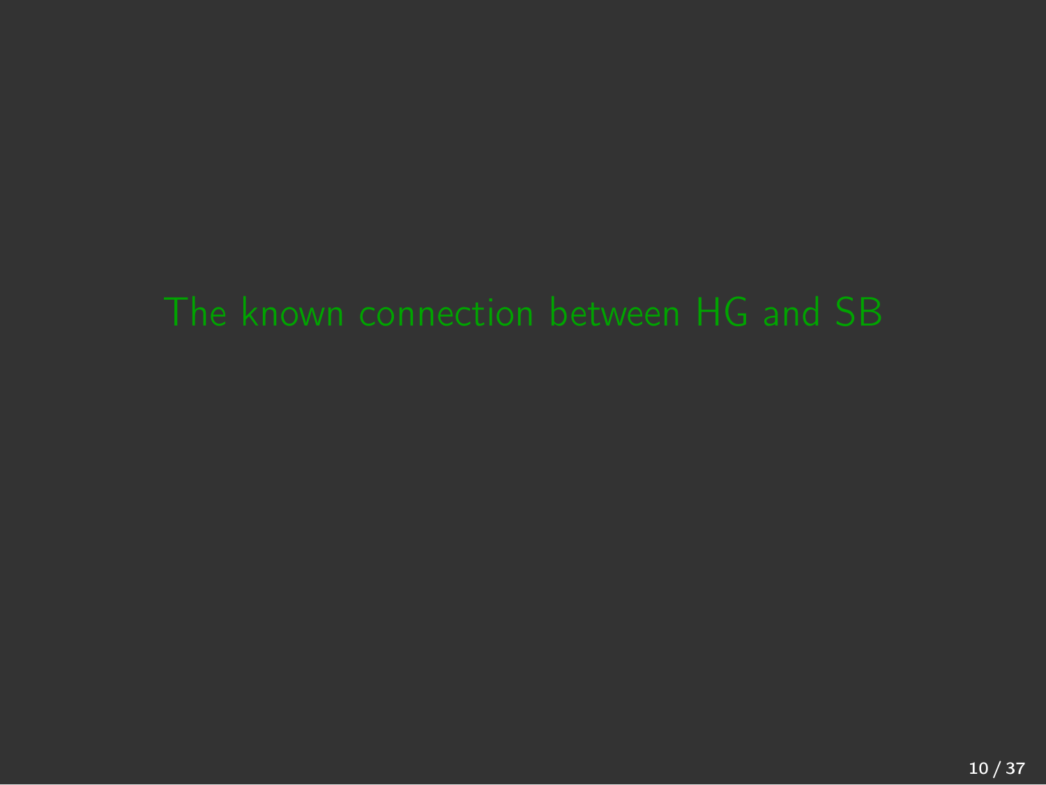# The known connection between HG and SB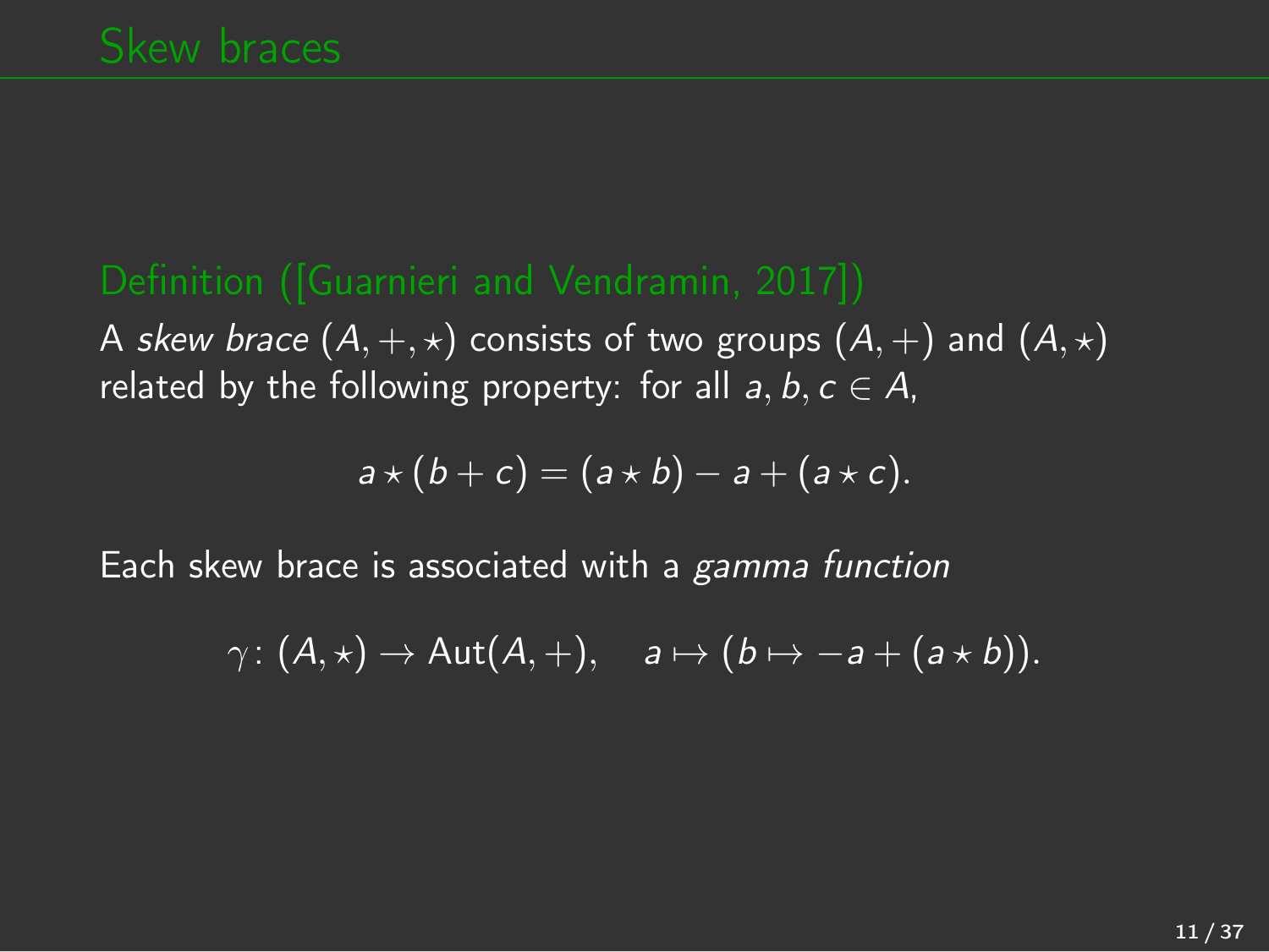# Skew braces

**Definition ([Guarnieri and Vendramin, 2017])**

A *skew brace* $(A, +, \star)$ consists of two groups $(A, +)$ and $(A, \star)$ related by the following property: for all $a, b, c \in A$,

$$a \star (b + c) = (a \star b) - a + (a \star c).$$

Each skew brace is associated with a *gamma function*

$$\gamma \colon (A, \star) \to \mathrm{Aut}(A, +), \quad a \mapsto (b \mapsto -a + (a \star b)).$$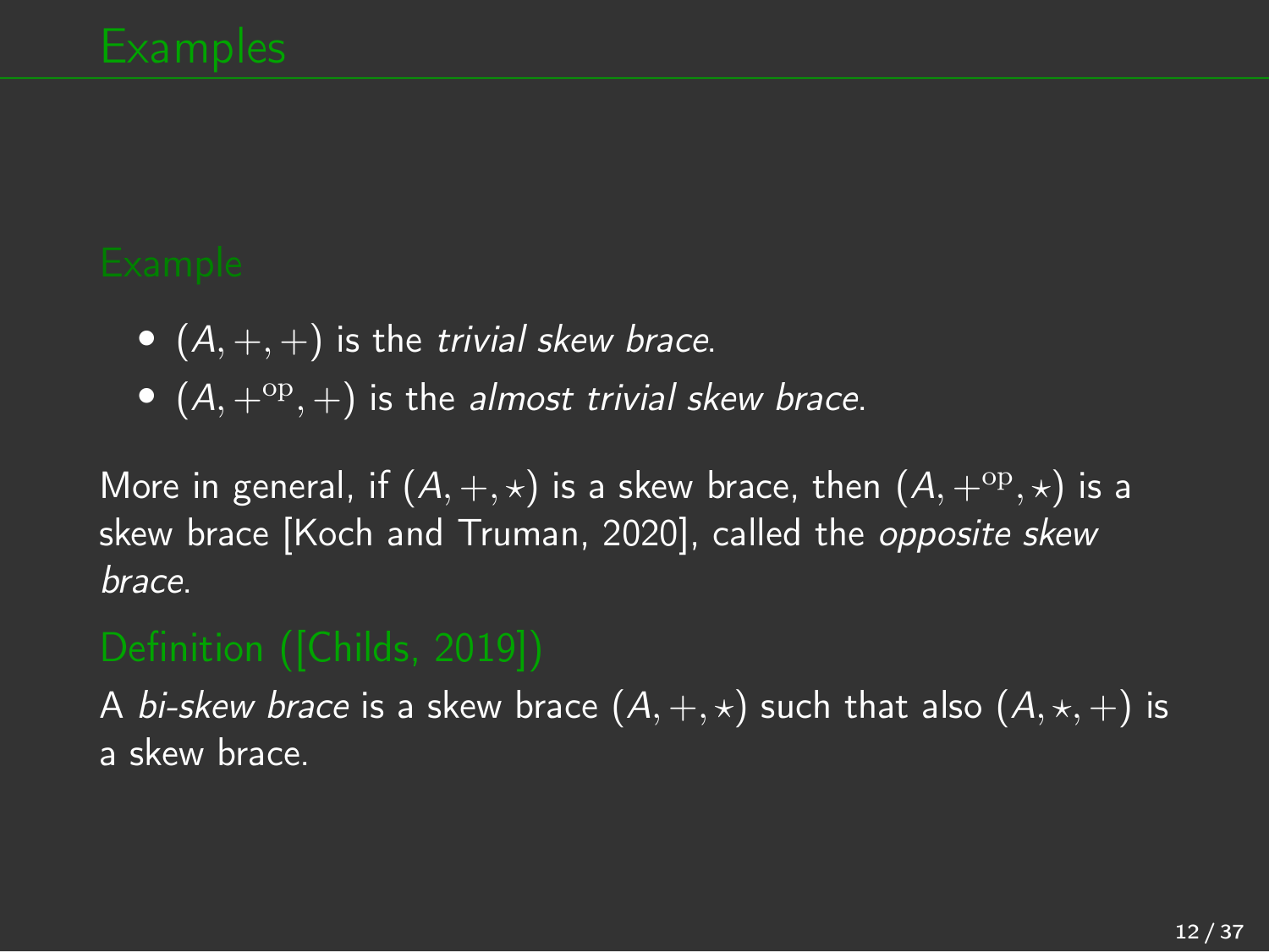## Examples

### Example

- $(A, +, +)$ is the *trivial skew brace*.
- $(A, +^{\mathrm{op}}, +)$ is the *almost trivial skew brace*.

More in general, if $(A, +, \star)$ is a skew brace, then $(A, +^{\mathrm{op}}, \star)$ is a skew brace [Koch and Truman, 2020], called the *opposite skew brace*.

### Definition ([Childs, 2019])

A *bi-skew brace* is a skew brace $(A, +, \star)$ such that also $(A, \star, +)$ is a skew brace.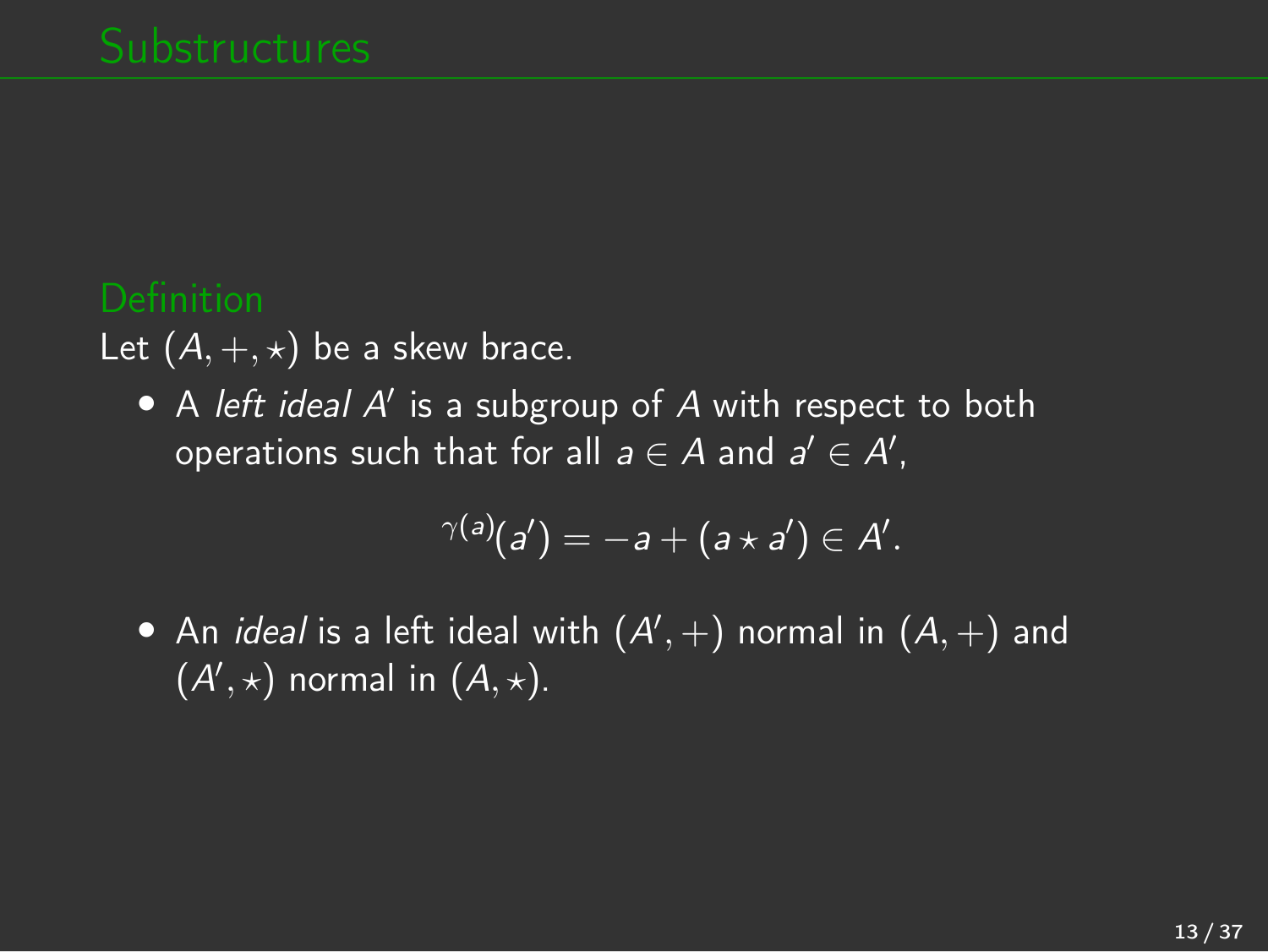# Substructures

### Definition

Let $(A, +, \star)$ be a skew brace.

- A *left ideal* $A'$ is a subgroup of $A$ with respect to both operations such that for all $a \in A$ and $a' \in A'$,

$$^{\gamma(a)}(a') = -a + (a \star a') \in A'.$$

- An *ideal* is a left ideal with $(A', +)$ normal in $(A, +)$ and $(A', \star)$ normal in $(A, \star)$.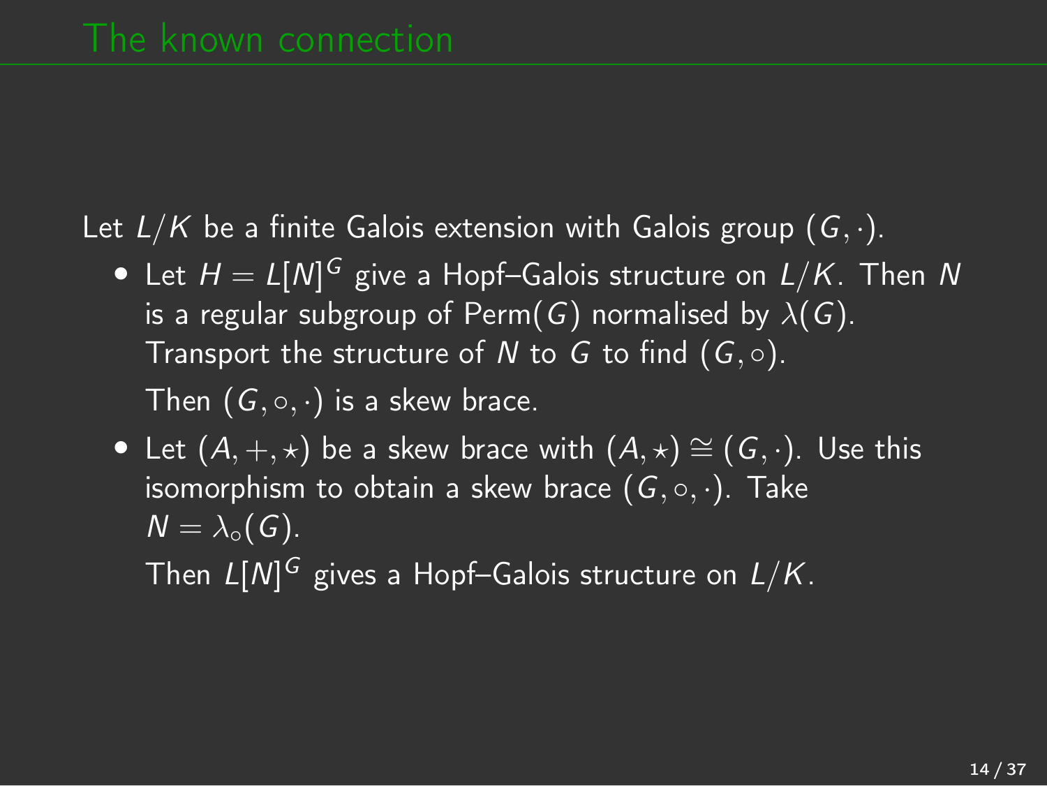# The known connection

Let $L/K$ be a finite Galois extension with Galois group $(G, \cdot)$.

- Let $H = L[N]^G$ give a Hopf–Galois structure on $L/K$. Then $N$ is a regular subgroup of $\mathrm{Perm}(G)$ normalised by $\lambda(G)$. Transport the structure of $N$ to $G$ to find $(G, \circ)$.

  Then $(G, \circ, \cdot)$ is a skew brace.

- Let $(A, +, \star)$ be a skew brace with $(A, \star) \cong (G, \cdot)$. Use this isomorphism to obtain a skew brace $(G, \circ, \cdot)$. Take $N = \lambda_\circ(G)$.

  Then $L[N]^G$ gives a Hopf–Galois structure on $L/K$.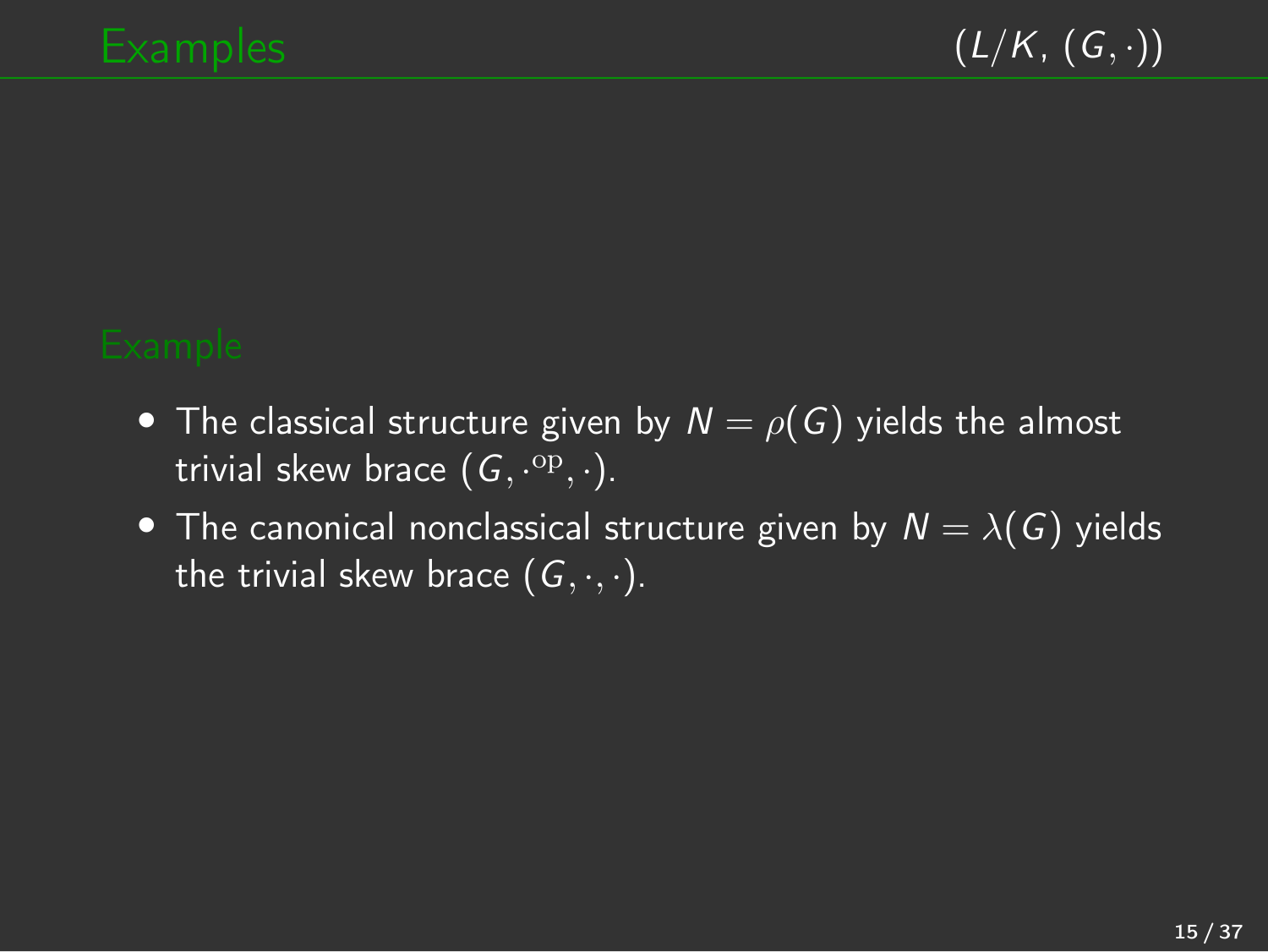# Examples

$(L/K, (G, \cdot))$

**Example**

- The classical structure given by $N = \rho(G)$ yields the almost trivial skew brace $(G, \cdot^{\mathrm{op}}, \cdot)$.
- The canonical nonclassical structure given by $N = \lambda(G)$ yields the trivial skew brace $(G, \cdot, \cdot)$.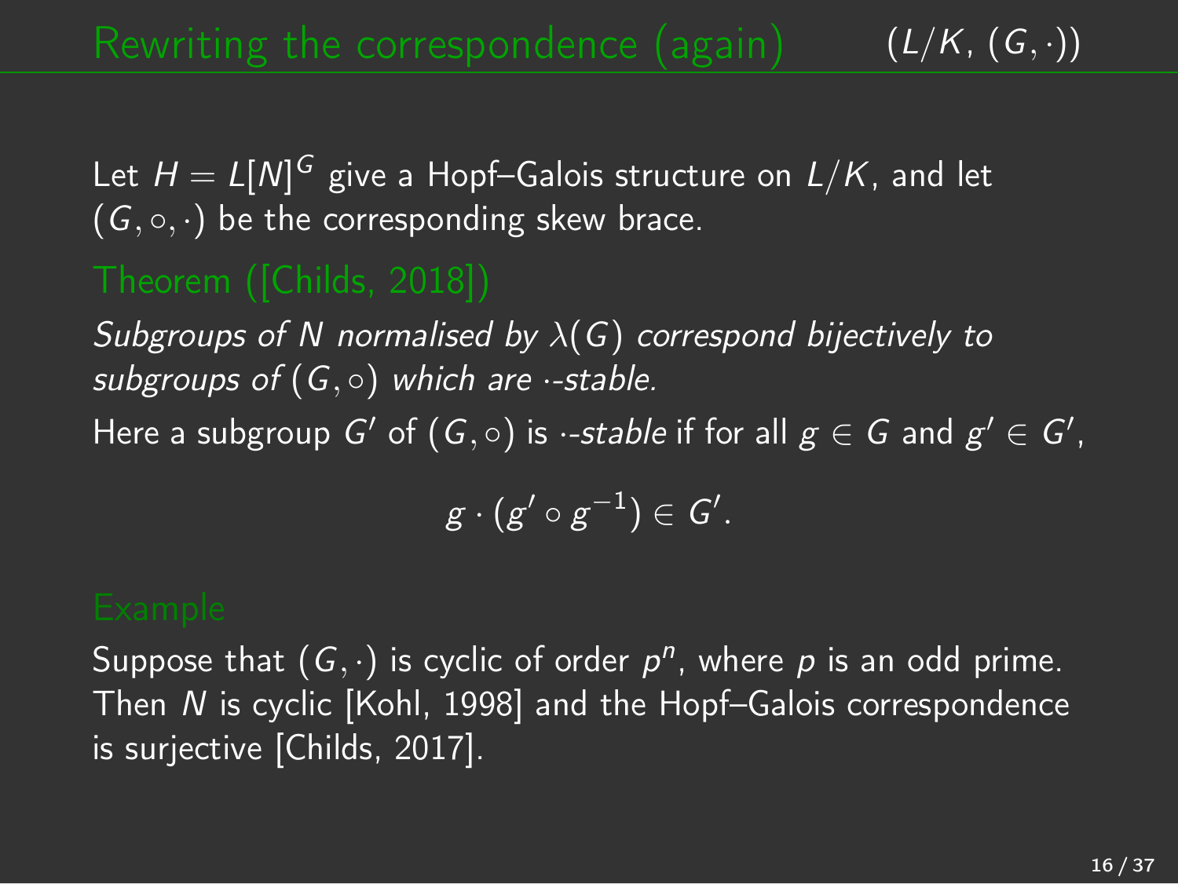# Rewriting the correspondence (again) $(L/K, (G, \cdot))$

Let $H = L[N]^G$ give a Hopf–Galois structure on $L/K$, and let $(G, \circ, \cdot)$ be the corresponding skew brace.

### Theorem ([Childs, 2018])

*Subgroups of $N$ normalised by $\lambda(G)$ correspond bijectively to subgroups of $(G, \circ)$ which are $\cdot$-stable.*

Here a subgroup $G'$ of $(G, \circ)$ is *$\cdot$-stable* if for all $g \in G$ and $g' \in G'$,

$$g \cdot (g' \circ g^{-1}) \in G'.$$

### Example

Suppose that $(G, \cdot)$ is cyclic of order $p^n$, where $p$ is an odd prime. Then $N$ is cyclic [Kohl, 1998] and the Hopf–Galois correspondence is surjective [Childs, 2017].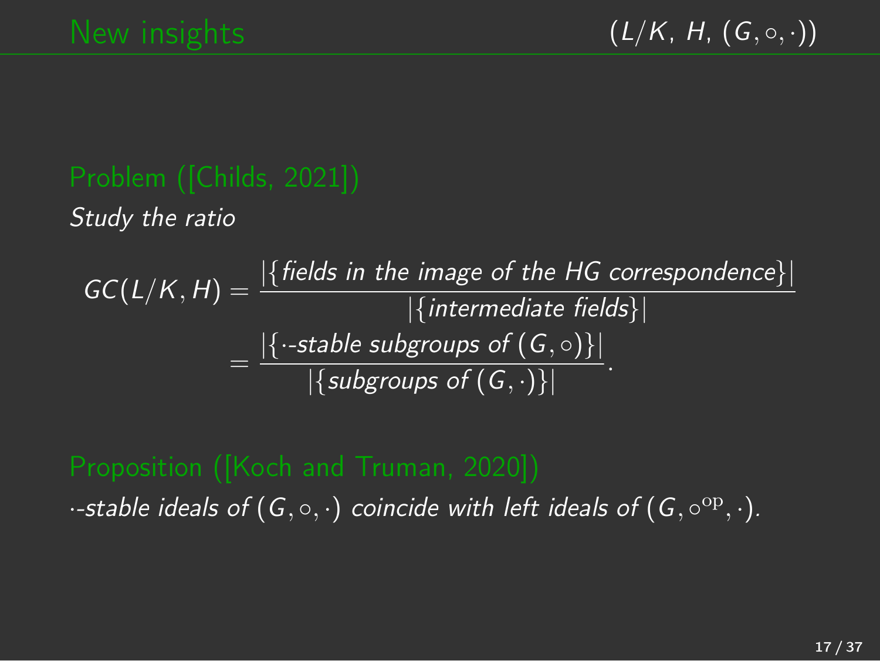## New insights

$(L/K,\ H,\ (G,\circ,\cdot))$

**Problem ([Childs, 2021])**

*Study the ratio*

$$GC(L/K,H) = \frac{|\{\text{fields in the image of the HG correspondence}\}|}{|\{\text{intermediate fields}\}|} = \frac{|\{\cdot\text{-stable subgroups of } (G,\circ)\}|}{|\{\text{subgroups of } (G,\cdot)\}|}.$$

**Proposition ([Koch and Truman, 2020])**

*$\cdot$-stable ideals of $(G,\circ,\cdot)$ coincide with left ideals of $(G,\circ^{\mathrm{op}},\cdot)$.*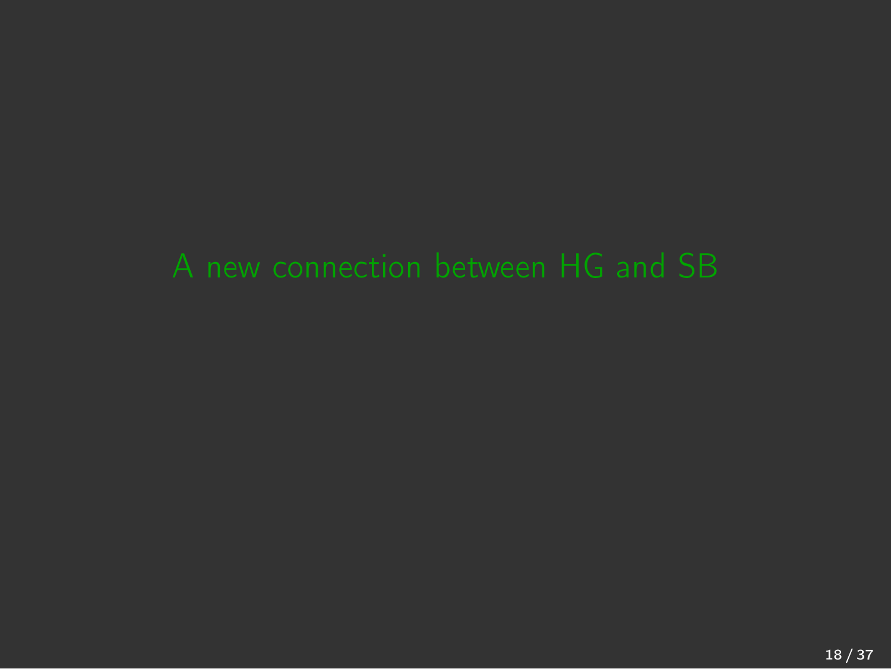# A new connection between HG and SB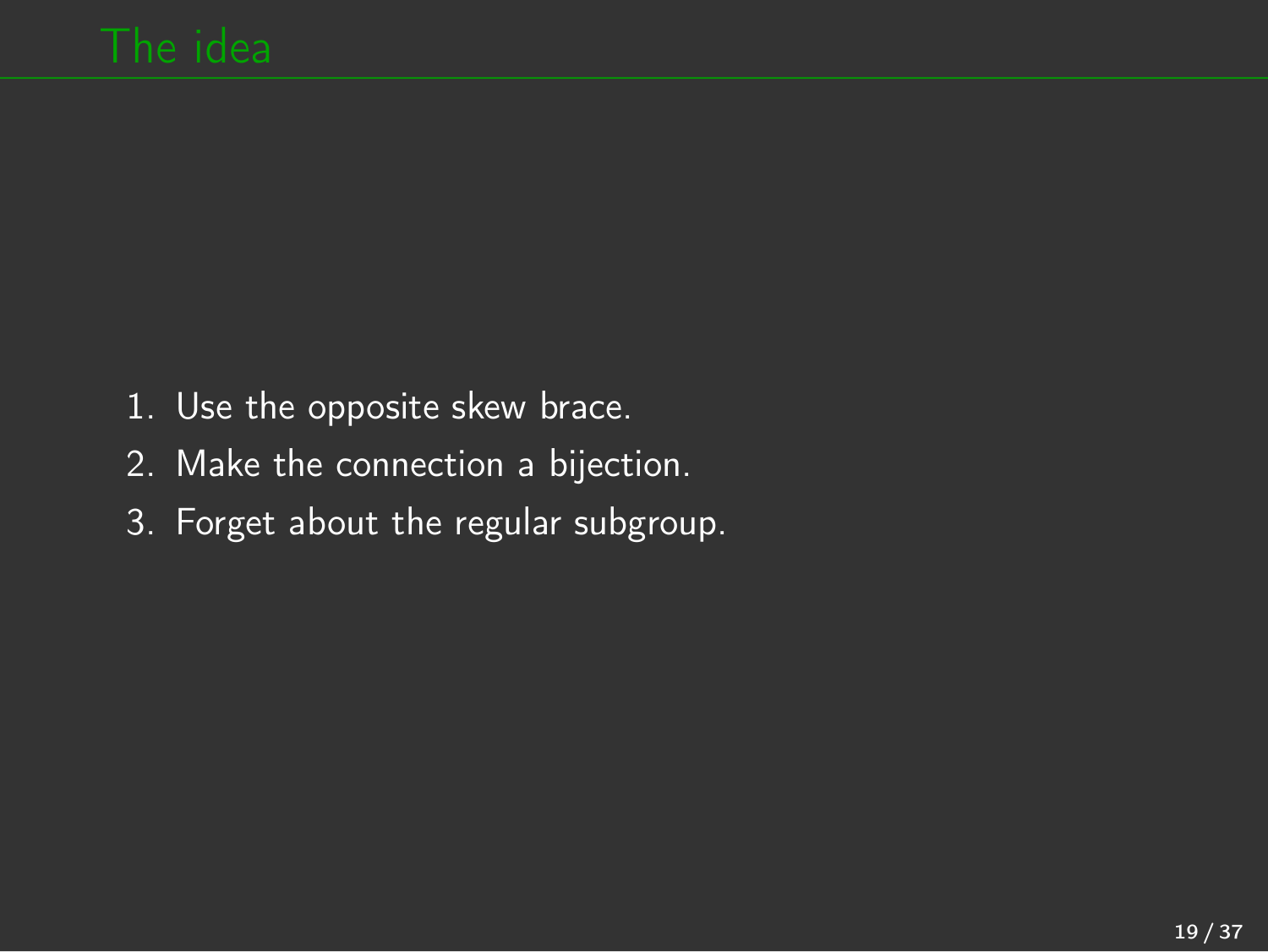# The idea

1. Use the opposite skew brace.
2. Make the connection a bijection.
3. Forget about the regular subgroup.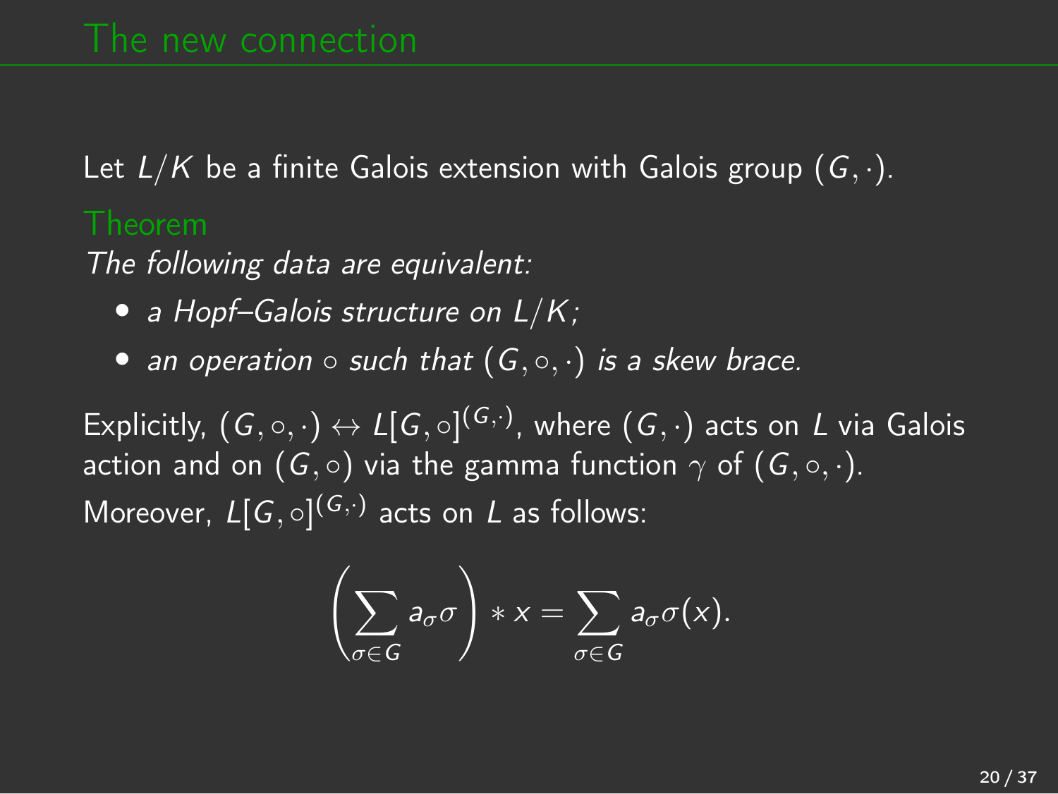# The new connection

Let $L/K$ be a finite Galois extension with Galois group $(G, \cdot)$.

**Theorem**

*The following data are equivalent:*

- *a Hopf–Galois structure on $L/K$;*
- *an operation $\circ$ such that $(G, \circ, \cdot)$ is a skew brace.*

Explicitly, $(G, \circ, \cdot) \leftrightarrow L[G, \circ]^{(G,\cdot)}$, where $(G, \cdot)$ acts on $L$ via Galois action and on $(G, \circ)$ via the gamma function $\gamma$ of $(G, \circ, \cdot)$.
Moreover, $L[G, \circ]^{(G,\cdot)}$ acts on $L$ as follows:

$$\left( \sum_{\sigma \in G} a_\sigma \sigma \right) * x = \sum_{\sigma \in G} a_\sigma \sigma(x).$$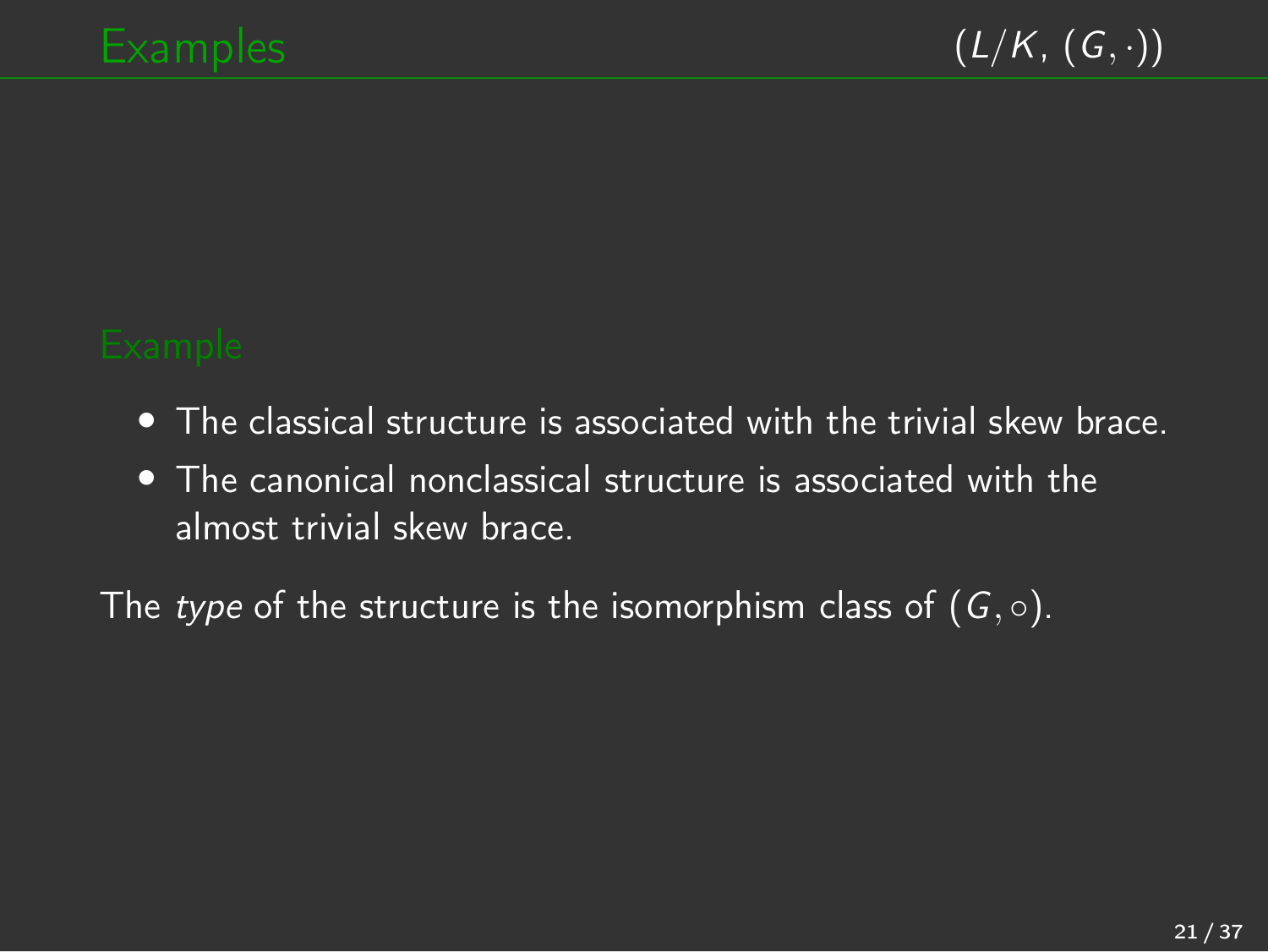## Examples

$(L/K, (G, \cdot))$

### Example

- The classical structure is associated with the trivial skew brace.
- The canonical nonclassical structure is associated with the almost trivial skew brace.

The *type* of the structure is the isomorphism class of $(G, \circ)$.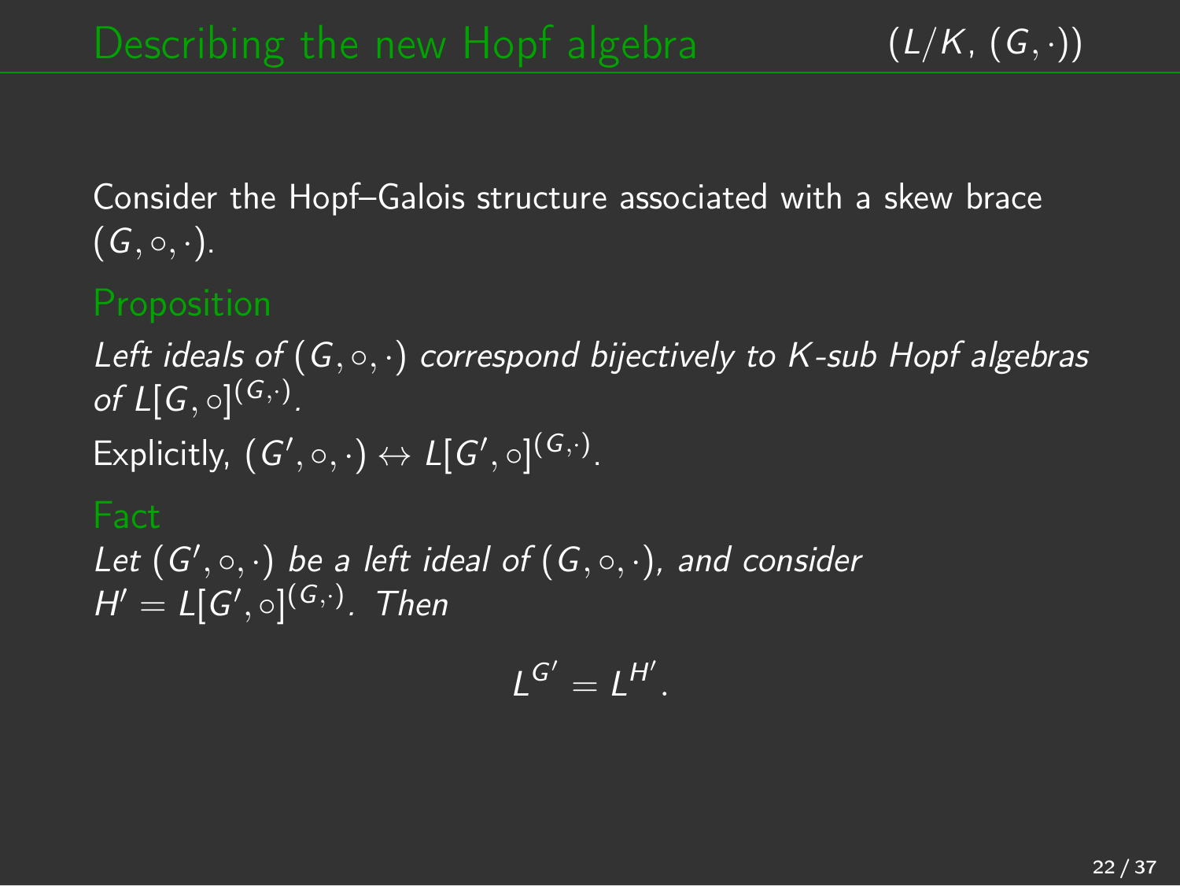# Describing the new Hopf algebra $(L/K, (G, \cdot))$

Consider the Hopf–Galois structure associated with a skew brace $(G, \circ, \cdot)$.

**Proposition**

*Left ideals of $(G, \circ, \cdot)$ correspond bijectively to $K$-sub Hopf algebras of $L[G, \circ]^{(G, \cdot)}$.*

Explicitly, $(G', \circ, \cdot) \leftrightarrow L[G', \circ]^{(G, \cdot)}$.

**Fact**

*Let $(G', \circ, \cdot)$ be a left ideal of $(G, \circ, \cdot)$, and consider $H' = L[G', \circ]^{(G, \cdot)}$. Then*

$$L^{G'} = L^{H'}.$$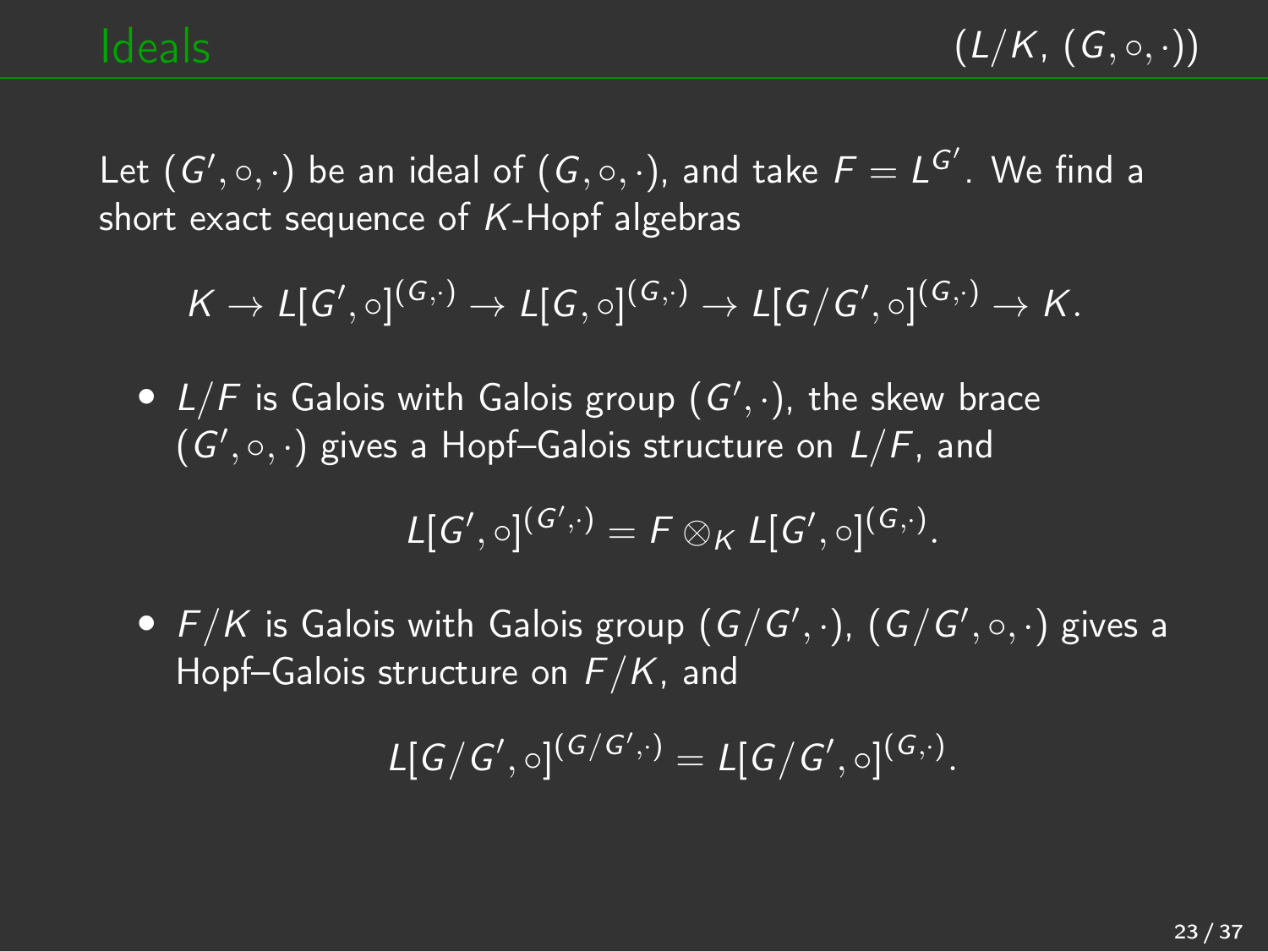# Ideals

Let $(G', \circ, \cdot)$ be an ideal of $(G, \circ, \cdot)$, and take $F = L^{G'}$. We find a short exact sequence of $K$-Hopf algebras

$$K \to L[G', \circ]^{(G,\cdot)} \to L[G, \circ]^{(G,\cdot)} \to L[G/G', \circ]^{(G,\cdot)} \to K.$$

- $L/F$ is Galois with Galois group $(G', \cdot)$, the skew brace $(G', \circ, \cdot)$ gives a Hopf–Galois structure on $L/F$, and

$$L[G', \circ]^{(G',\cdot)} = F \otimes_K L[G', \circ]^{(G,\cdot)}.$$

- $F/K$ is Galois with Galois group $(G/G', \cdot)$, $(G/G', \circ, \cdot)$ gives a Hopf–Galois structure on $F/K$, and

$$L[G/G', \circ]^{(G/G',\cdot)} = L[G/G', \circ]^{(G,\cdot)}.$$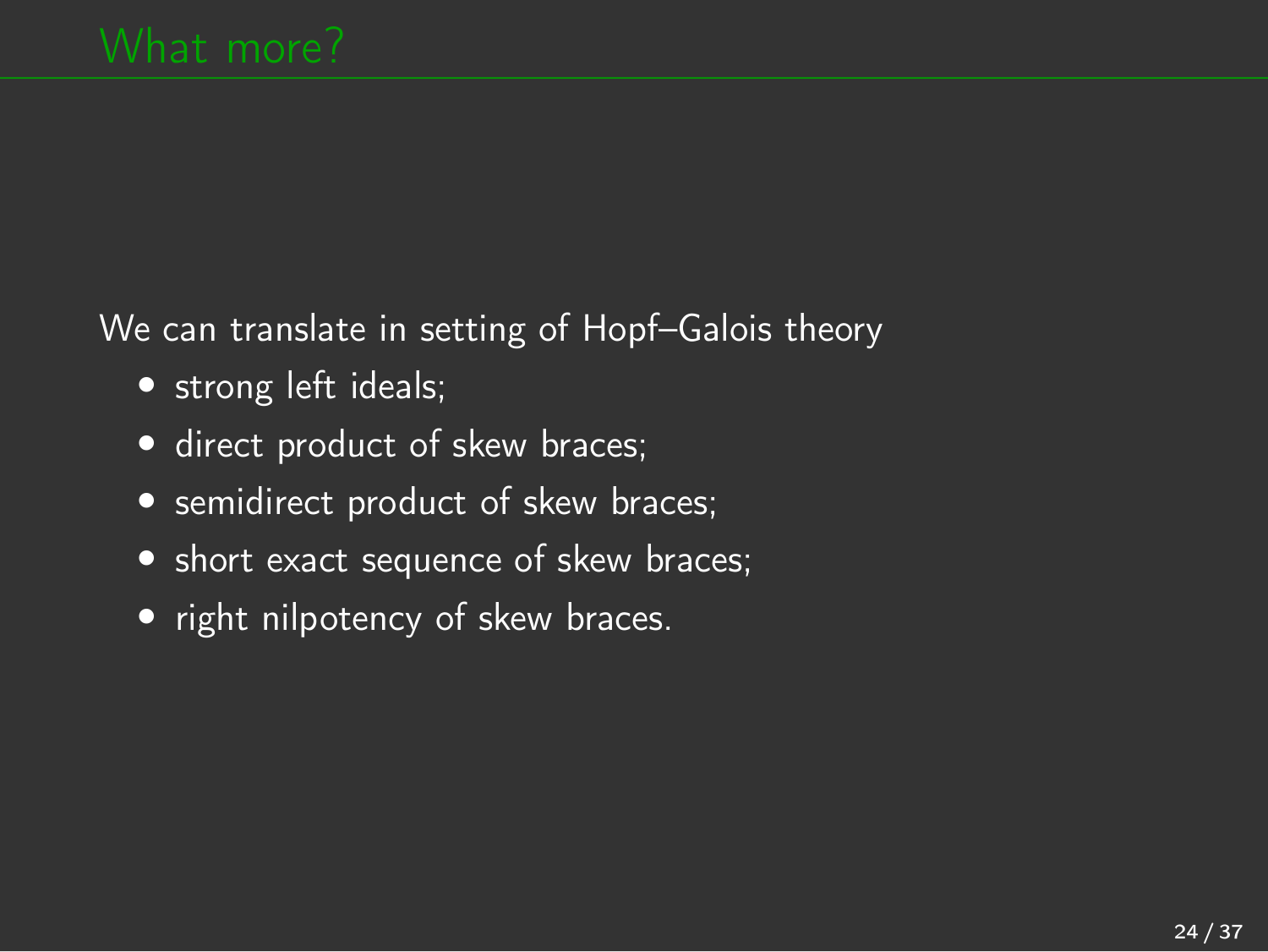# What more?

We can translate in setting of Hopf–Galois theory

- strong left ideals;
- direct product of skew braces;
- semidirect product of skew braces;
- short exact sequence of skew braces;
- right nilpotency of skew braces.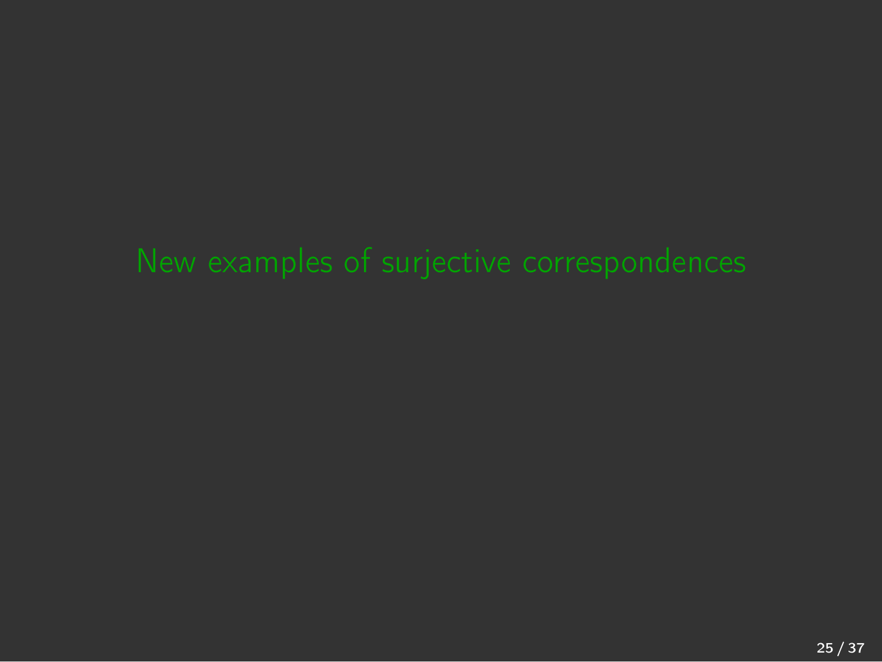# New examples of surjective correspondences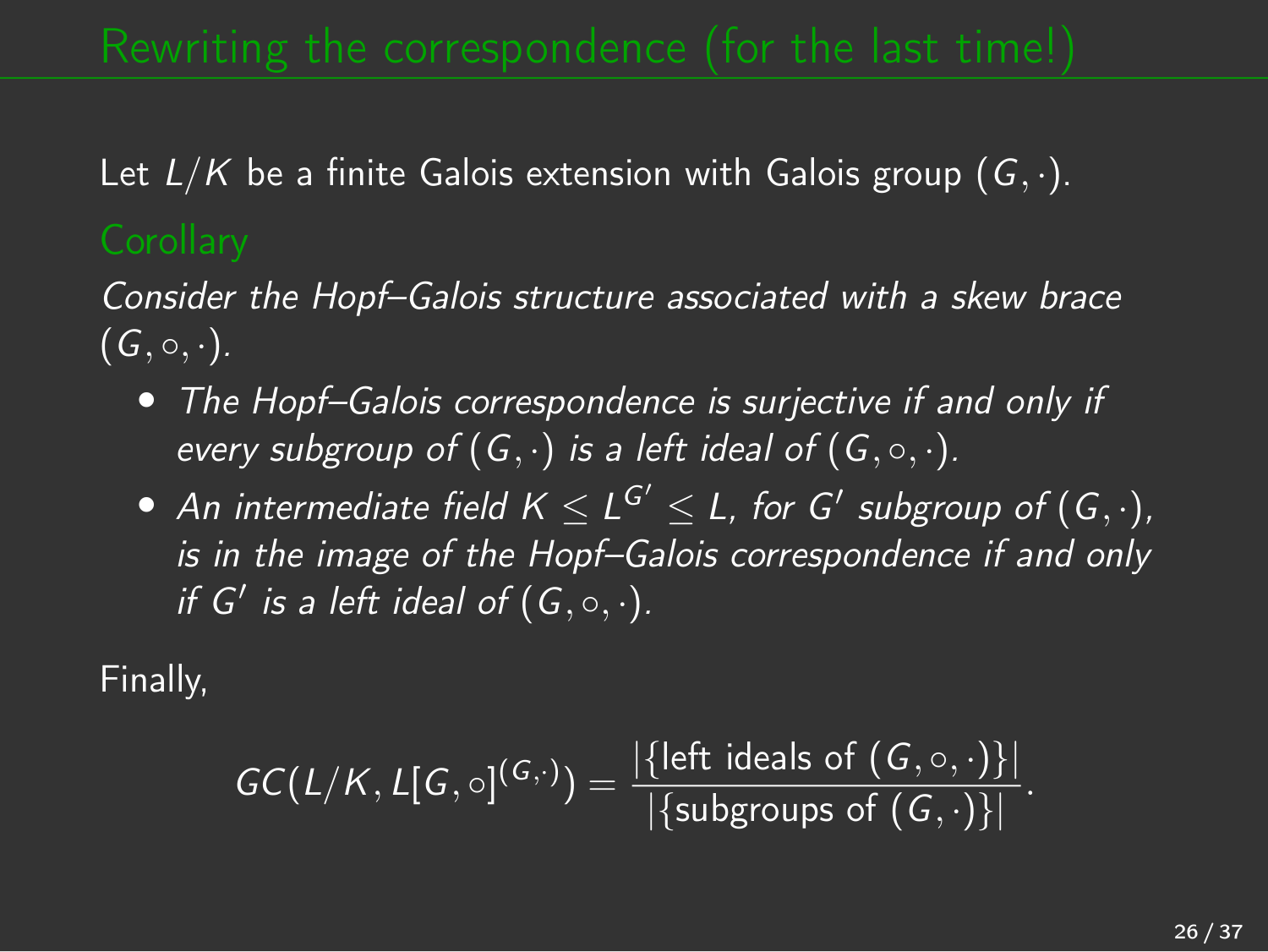# Rewriting the correspondence (for the last time!)

Let $L/K$ be a finite Galois extension with Galois group $(G, \cdot)$.

**Corollary**

*Consider the Hopf–Galois structure associated with a skew brace $(G, \circ, \cdot)$.*

- *The Hopf–Galois correspondence is surjective if and only if every subgroup of $(G, \cdot)$ is a left ideal of $(G, \circ, \cdot)$.*
- *An intermediate field $K \leq L^{G'} \leq L$, for $G'$ subgroup of $(G, \cdot)$, is in the image of the Hopf–Galois correspondence if and only if $G'$ is a left ideal of $(G, \circ, \cdot)$.*

Finally,

$$GC(L/K, L[G, \circ]^{(G,\cdot)}) = \frac{|\{\text{left ideals of } (G, \circ, \cdot)\}|}{|\{\text{subgroups of } (G, \cdot)\}|}.$$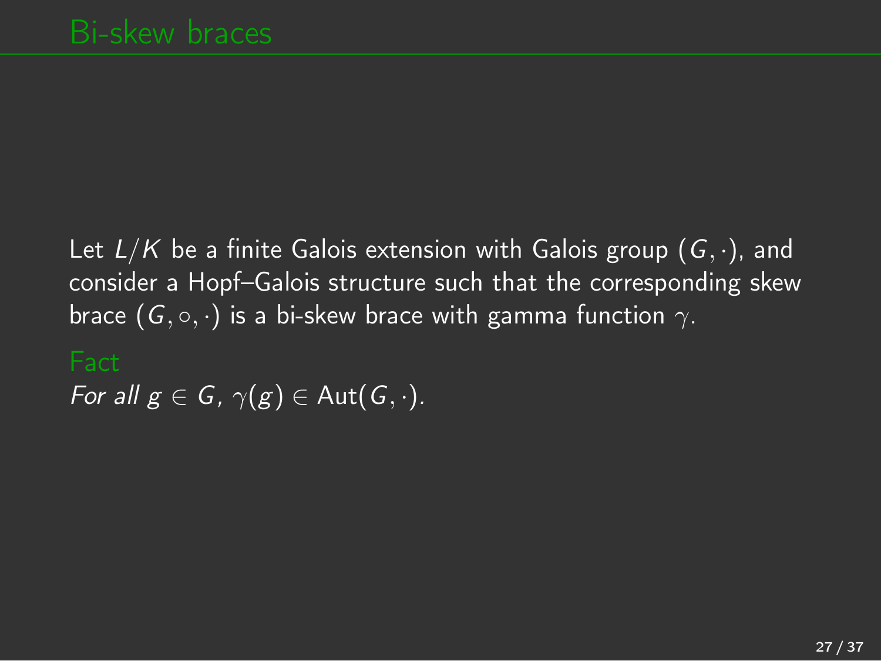## Bi-skew braces

Let $L/K$ be a finite Galois extension with Galois group $(G, \cdot)$, and consider a Hopf–Galois structure such that the corresponding skew brace $(G, \circ, \cdot)$ is a bi-skew brace with gamma function $\gamma$.

**Fact**

*For all $g \in G$, $\gamma(g) \in \mathrm{Aut}(G, \cdot)$.*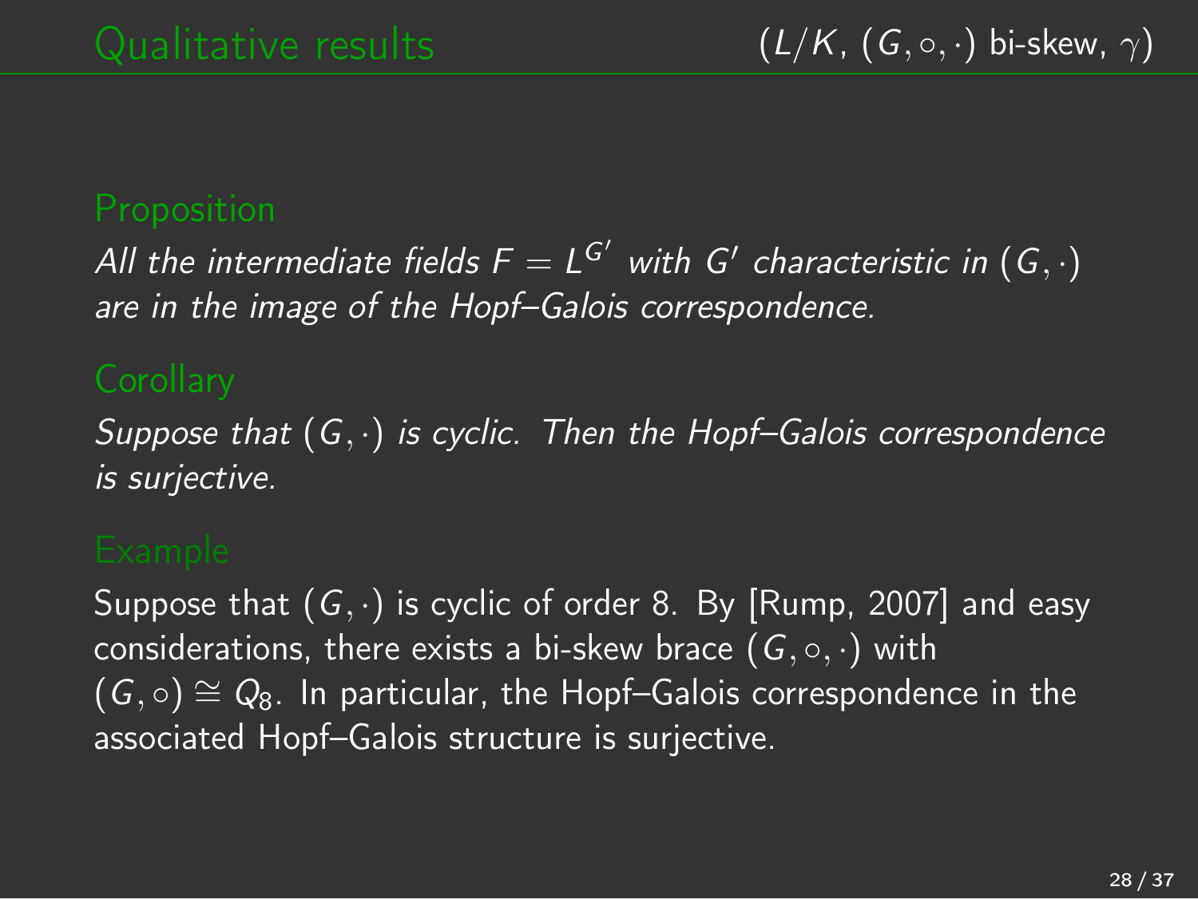## Qualitative results

$(L/K,\ (G,\circ,\cdot)$ bi-skew, $\gamma)$

**Proposition**

*All the intermediate fields $F = L^{G'}$ with $G'$ characteristic in $(G,\cdot)$ are in the image of the Hopf–Galois correspondence.*

**Corollary**

*Suppose that $(G,\cdot)$ is cyclic. Then the Hopf–Galois correspondence is surjective.*

**Example**

Suppose that $(G,\cdot)$ is cyclic of order 8. By [Rump, 2007] and easy considerations, there exists a bi-skew brace $(G,\circ,\cdot)$ with $(G,\circ) \cong Q_8$. In particular, the Hopf–Galois correspondence in the associated Hopf–Galois structure is surjective.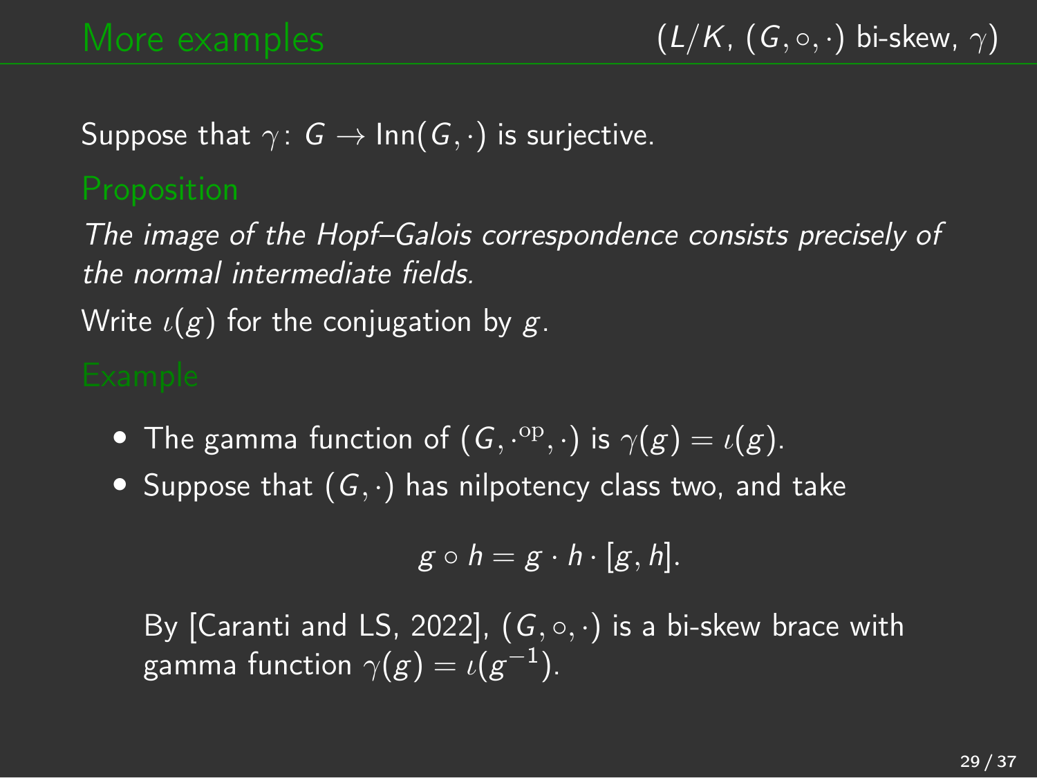## More examples

$(L/K, (G, \circ, \cdot) \text{ bi-skew}, \gamma)$

Suppose that $\gamma\colon G \to \mathrm{Inn}(G, \cdot)$ is surjective.

**Proposition**

*The image of the Hopf–Galois correspondence consists precisely of the normal intermediate fields.*

Write $\iota(g)$ for the conjugation by $g$.

**Example**

- The gamma function of $(G, \cdot^{\mathrm{op}}, \cdot)$ is $\gamma(g) = \iota(g)$.
- Suppose that $(G, \cdot)$ has nilpotency class two, and take

$$g \circ h = g \cdot h \cdot [g, h].$$

  By [Caranti and LS, 2022], $(G, \circ, \cdot)$ is a bi-skew brace with gamma function $\gamma(g) = \iota(g^{-1})$.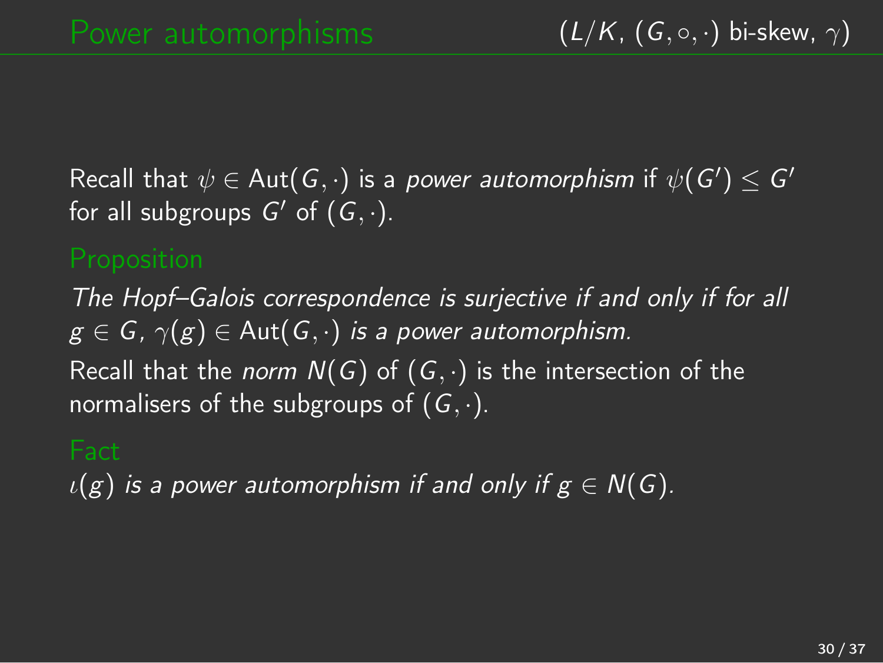# Power automorphisms

($L/K$, $(G, \circ, \cdot)$ bi-skew, $\gamma$)

Recall that $\psi \in \mathrm{Aut}(G, \cdot)$ is a *power automorphism* if $\psi(G') \leq G'$ for all subgroups $G'$ of $(G, \cdot)$.

## Proposition

*The Hopf–Galois correspondence is surjective if and only if for all $g \in G$, $\gamma(g) \in \mathrm{Aut}(G, \cdot)$ is a power automorphism.*

Recall that the *norm* $N(G)$ of $(G, \cdot)$ is the intersection of the normalisers of the subgroups of $(G, \cdot)$.

## Fact

*$\iota(g)$ is a power automorphism if and only if $g \in N(G)$.*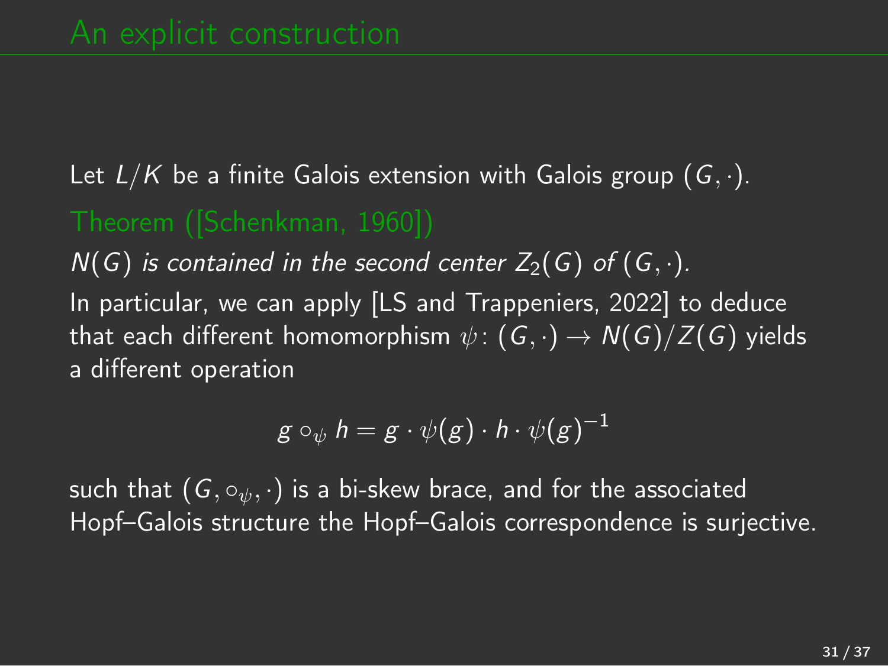# An explicit construction

Let $L/K$ be a finite Galois extension with Galois group $(G, \cdot)$.

**Theorem ([Schenkman, 1960])**

*$N(G)$ is contained in the second center $Z_2(G)$ of $(G, \cdot)$.*

In particular, we can apply [LS and Trappeniers, 2022] to deduce that each different homomorphism $\psi\colon (G, \cdot) \to N(G)/Z(G)$ yields a different operation

$$g \circ_\psi h = g \cdot \psi(g) \cdot h \cdot \psi(g)^{-1}$$

such that $(G, \circ_\psi, \cdot)$ is a bi-skew brace, and for the associated Hopf–Galois structure the Hopf–Galois correspondence is surjective.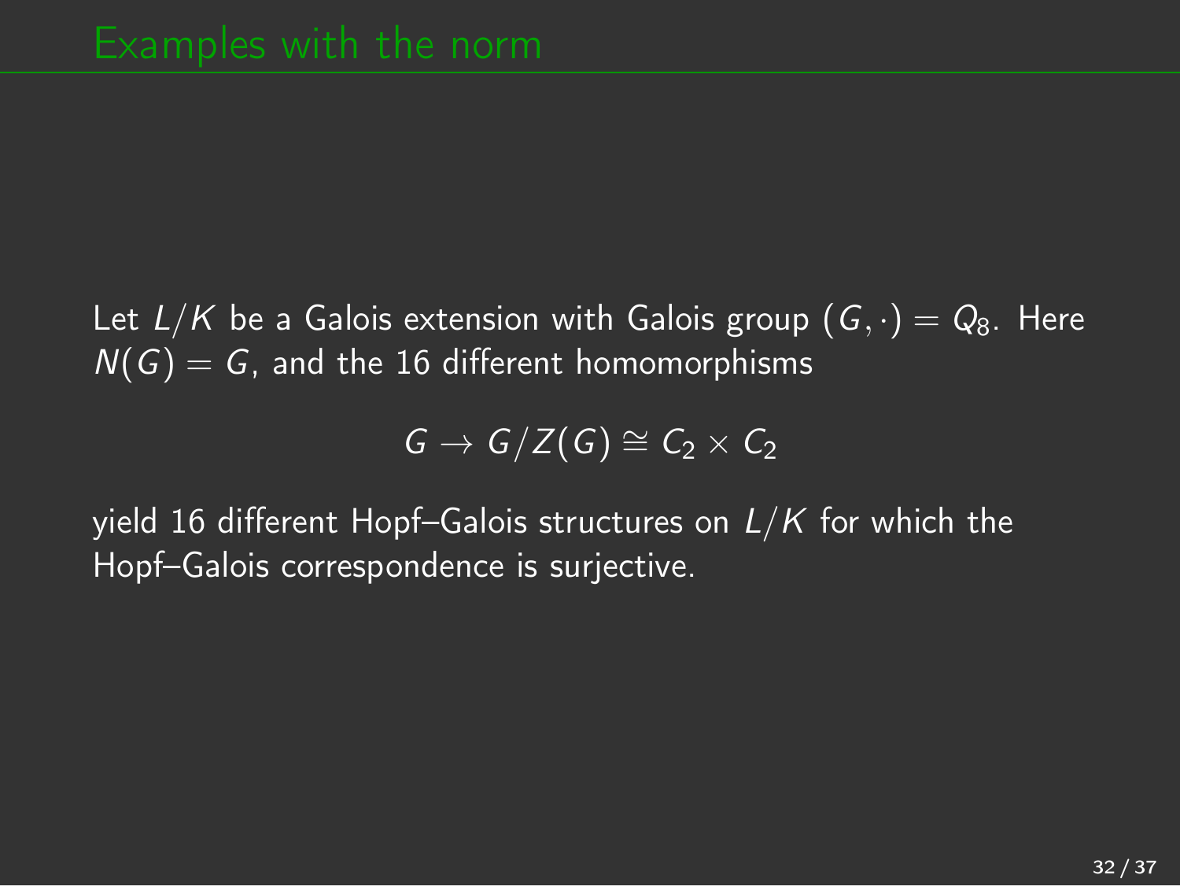# Examples with the norm

Let $L/K$ be a Galois extension with Galois group $(G, \cdot) = Q_8$. Here $N(G) = G$, and the 16 different homomorphisms

$$G \to G/Z(G) \cong C_2 \times C_2$$

yield 16 different Hopf–Galois structures on $L/K$ for which the Hopf–Galois correspondence is surjective.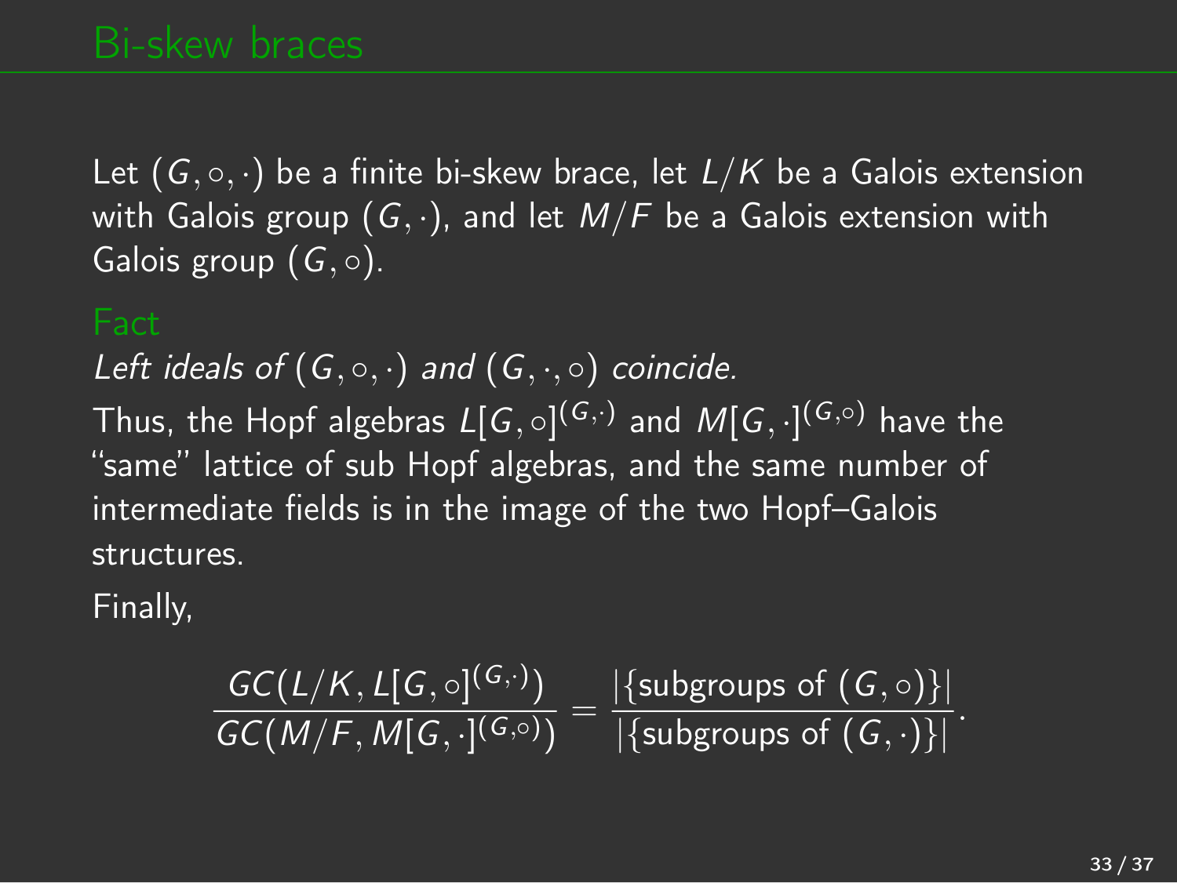# Bi-skew braces

Let $(G, \circ, \cdot)$ be a finite bi-skew brace, let $L/K$ be a Galois extension with Galois group $(G, \cdot)$, and let $M/F$ be a Galois extension with Galois group $(G, \circ)$.

## Fact

*Left ideals of* $(G, \circ, \cdot)$ *and* $(G, \cdot, \circ)$ *coincide.*

Thus, the Hopf algebras $L[G, \circ]^{(G,\cdot)}$ and $M[G, \cdot]^{(G,\circ)}$ have the "same" lattice of sub Hopf algebras, and the same number of intermediate fields is in the image of the two Hopf–Galois structures.

Finally,

$$\frac{GC(L/K, L[G, \circ]^{(G,\cdot)})}{GC(M/F, M[G, \cdot]^{(G,\circ)})} = \frac{|\{\text{subgroups of } (G, \circ)\}|}{|\{\text{subgroups of } (G, \cdot)\}|}.$$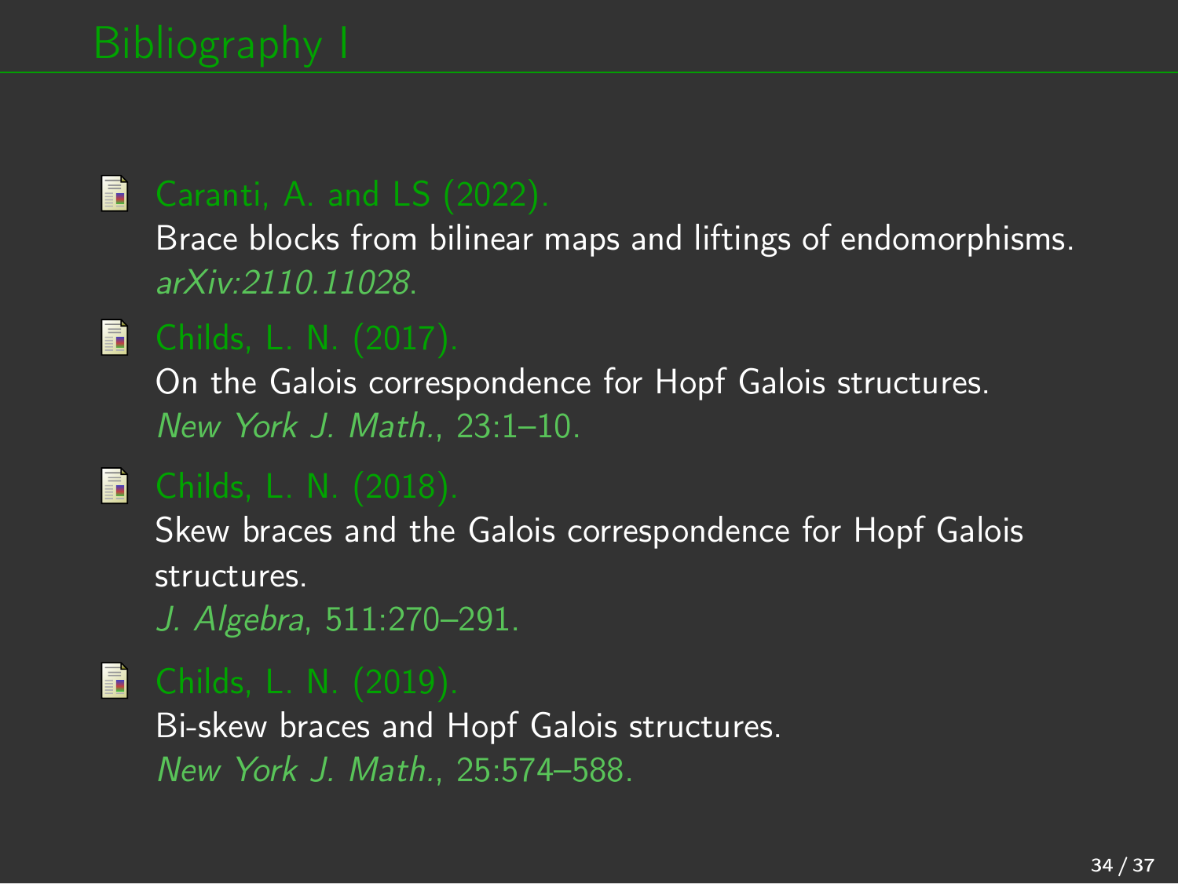# Bibliography I

- Caranti, A. and LS (2022).
  Brace blocks from bilinear maps and liftings of endomorphisms.
  *arXiv:2110.11028*.

- Childs, L. N. (2017).
  On the Galois correspondence for Hopf Galois structures.
  *New York J. Math.*, 23:1–10.

- Childs, L. N. (2018).
  Skew braces and the Galois correspondence for Hopf Galois structures.
  *J. Algebra*, 511:270–291.

- Childs, L. N. (2019).
  Bi-skew braces and Hopf Galois structures.
  *New York J. Math.*, 25:574–588.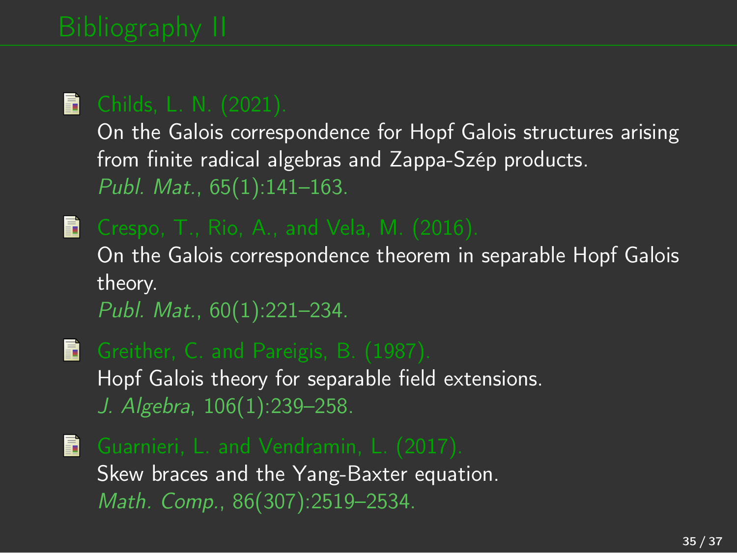# Bibliography II

- Childs, L. N. (2021).
  On the Galois correspondence for Hopf Galois structures arising from finite radical algebras and Zappa-Szép products.
  *Publ. Mat.*, 65(1):141–163.

- Crespo, T., Rio, A., and Vela, M. (2016).
  On the Galois correspondence theorem in separable Hopf Galois theory.
  *Publ. Mat.*, 60(1):221–234.

- Greither, C. and Pareigis, B. (1987).
  Hopf Galois theory for separable field extensions.
  *J. Algebra*, 106(1):239–258.

- Guarnieri, L. and Vendramin, L. (2017).
  Skew braces and the Yang-Baxter equation.
  *Math. Comp.*, 86(307):2519–2534.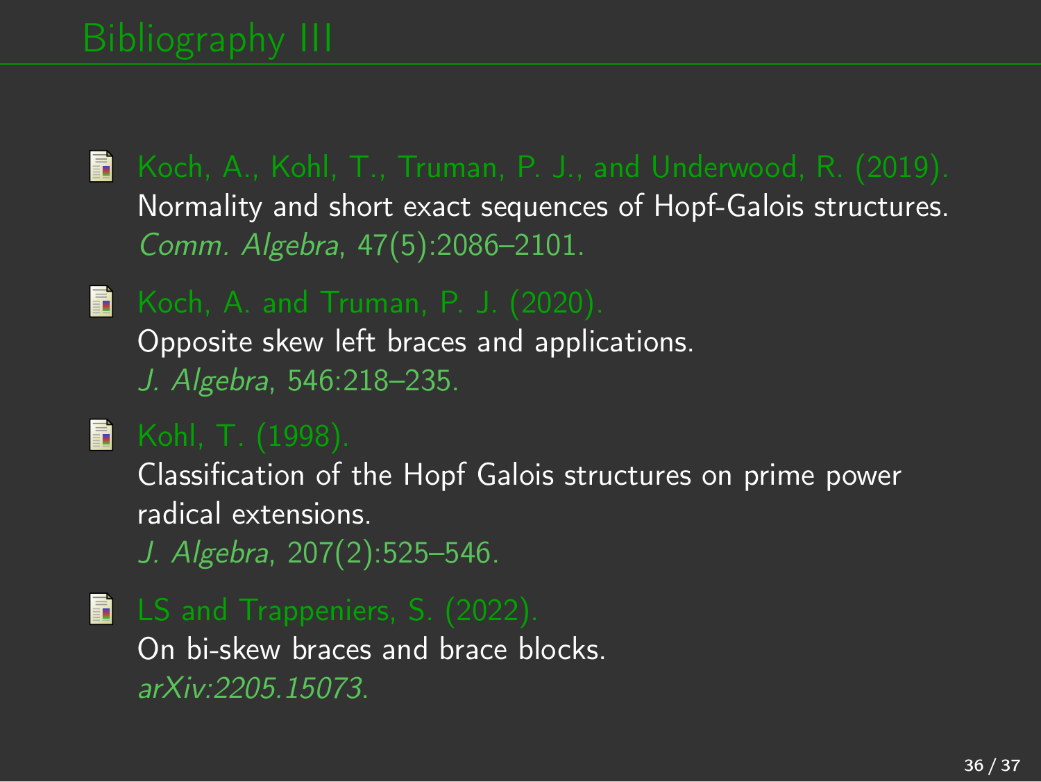# Bibliography III

- Koch, A., Kohl, T., Truman, P. J., and Underwood, R. (2019).
  Normality and short exact sequences of Hopf-Galois structures.
  *Comm. Algebra*, 47(5):2086–2101.

- Koch, A. and Truman, P. J. (2020).
  Opposite skew left braces and applications.
  *J. Algebra*, 546:218–235.

- Kohl, T. (1998).
  Classification of the Hopf Galois structures on prime power radical extensions.
  *J. Algebra*, 207(2):525–546.

- LS and Trappeniers, S. (2022).
  On bi-skew braces and brace blocks.
  *arXiv:2205.15073*.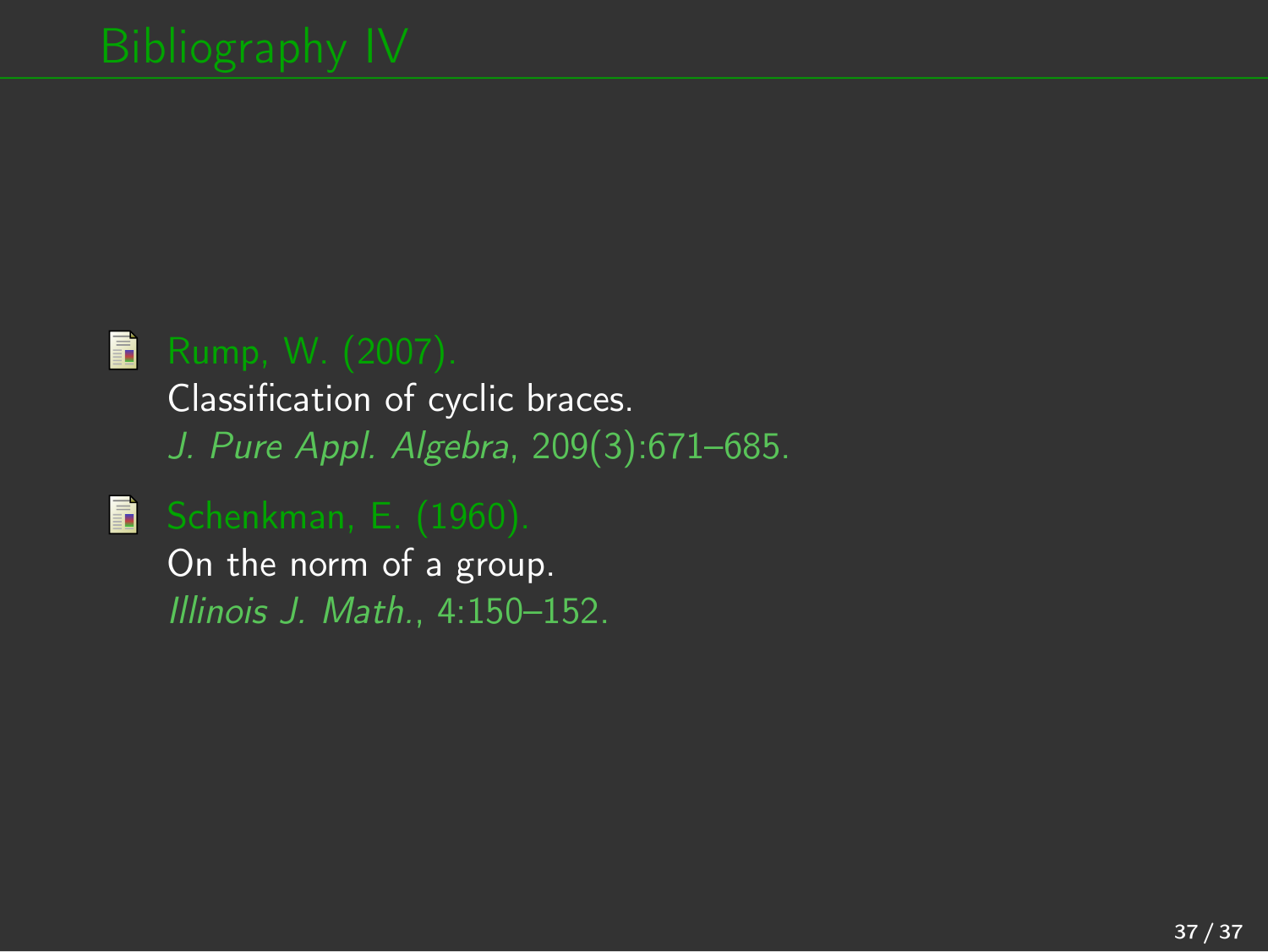# Bibliography IV

- Rump, W. (2007).
  Classification of cyclic braces.
  *J. Pure Appl. Algebra*, 209(3):671–685.

- Schenkman, E. (1960).
  On the norm of a group.
  *Illinois J. Math.*, 4:150–152.